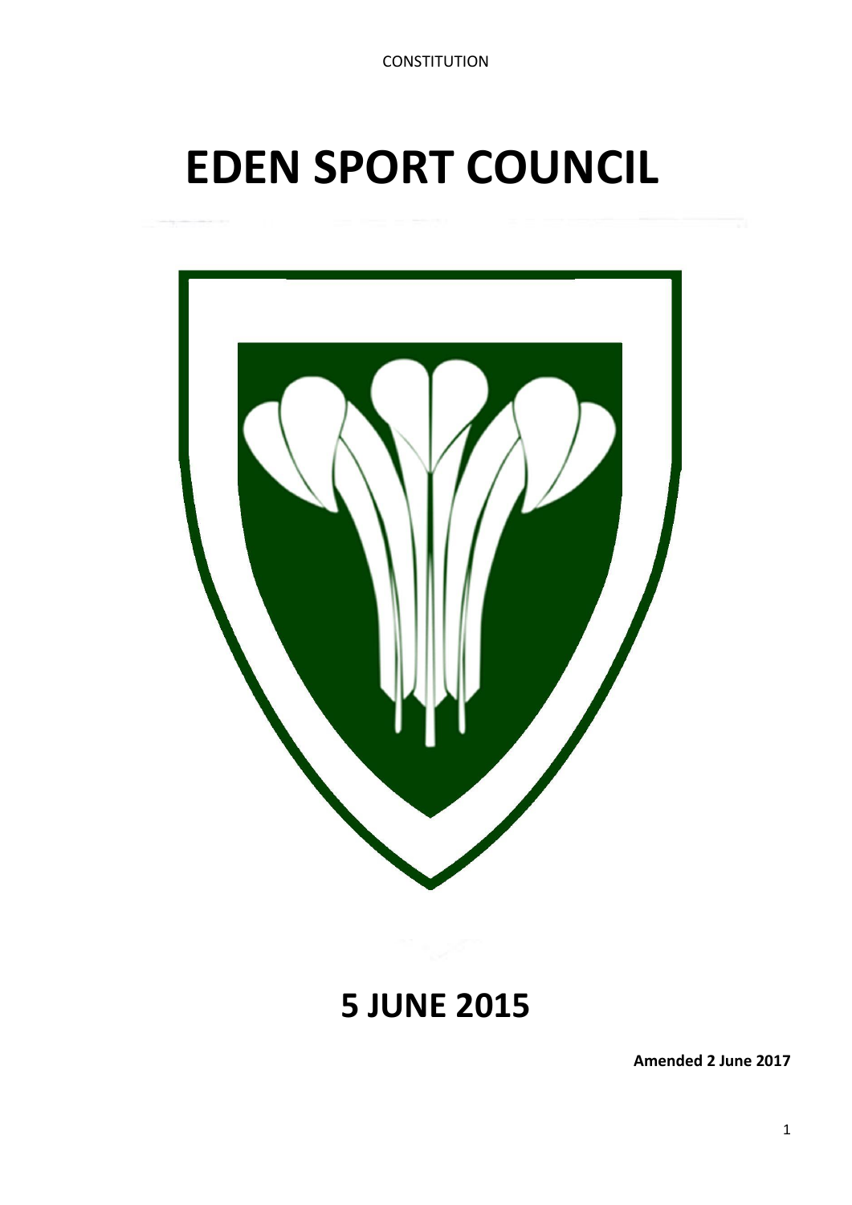CONSTITUTION

# EDEN SPORT COUNCIL

## 5 JUNE 2015

**Amended 2 June 2017**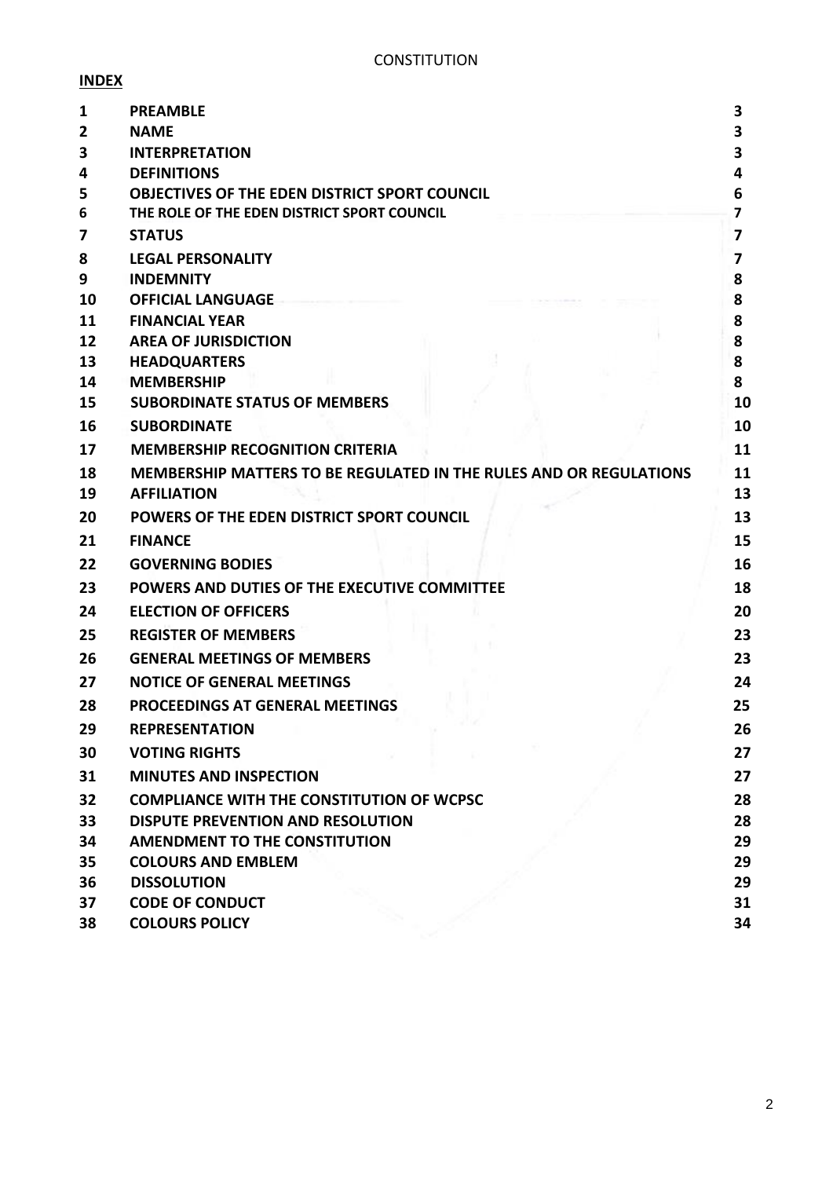CONSTITUTION

**INDEX**

| | | |
|---|---|---|
| **1** | **PREAMBLE** | **3** |
| **2** | **NAME** | **3** |
| **3** | **INTERPRETATION** | **3** |
| **4** | **DEFINITIONS** | **4** |
| **5** | **OBJECTIVES OF THE EDEN DISTRICT SPORT COUNCIL** | **6** |
| **6** | **THE ROLE OF THE EDEN DISTRICT SPORT COUNCIL** | **7** |
| **7** | **STATUS** | **7** |
| **8** | **LEGAL PERSONALITY** | **7** |
| **9** | **INDEMNITY** | **8** |
| **10** | **OFFICIAL LANGUAGE** | **8** |
| **11** | **FINANCIAL YEAR** | **8** |
| **12** | **AREA OF JURISDICTION** | **8** |
| **13** | **HEADQUARTERS** | **8** |
| **14** | **MEMBERSHIP** | **8** |
| **15** | **SUBORDINATE STATUS OF MEMBERS** | **10** |
| **16** | **SUBORDINATE** | **10** |
| **17** | **MEMBERSHIP RECOGNITION CRITERIA** | **11** |
| **18** | **MEMBERSHIP MATTERS TO BE REGULATED IN THE RULES AND OR REGULATIONS** | **11** |
| **19** | **AFFILIATION** | **13** |
| **20** | **POWERS OF THE EDEN DISTRICT SPORT COUNCIL** | **13** |
| **21** | **FINANCE** | **15** |
| **22** | **GOVERNING BODIES** | **16** |
| **23** | **POWERS AND DUTIES OF THE EXECUTIVE COMMITTEE** | **18** |
| **24** | **ELECTION OF OFFICERS** | **20** |
| **25** | **REGISTER OF MEMBERS** | **23** |
| **26** | **GENERAL MEETINGS OF MEMBERS** | **23** |
| **27** | **NOTICE OF GENERAL MEETINGS** | **24** |
| **28** | **PROCEEDINGS AT GENERAL MEETINGS** | **25** |
| **29** | **REPRESENTATION** | **26** |
| **30** | **VOTING RIGHTS** | **27** |
| **31** | **MINUTES AND INSPECTION** | **27** |
| **32** | **COMPLIANCE WITH THE CONSTITUTION OF WCPSC** | **28** |
| **33** | **DISPUTE PREVENTION AND RESOLUTION** | **28** |
| **34** | **AMENDMENT TO THE CONSTITUTION** | **29** |
| **35** | **COLOURS AND EMBLEM** | **29** |
| **36** | **DISSOLUTION** | **29** |
| **37** | **CODE OF CONDUCT** | **31** |
| **38** | **COLOURS POLICY** | **34** |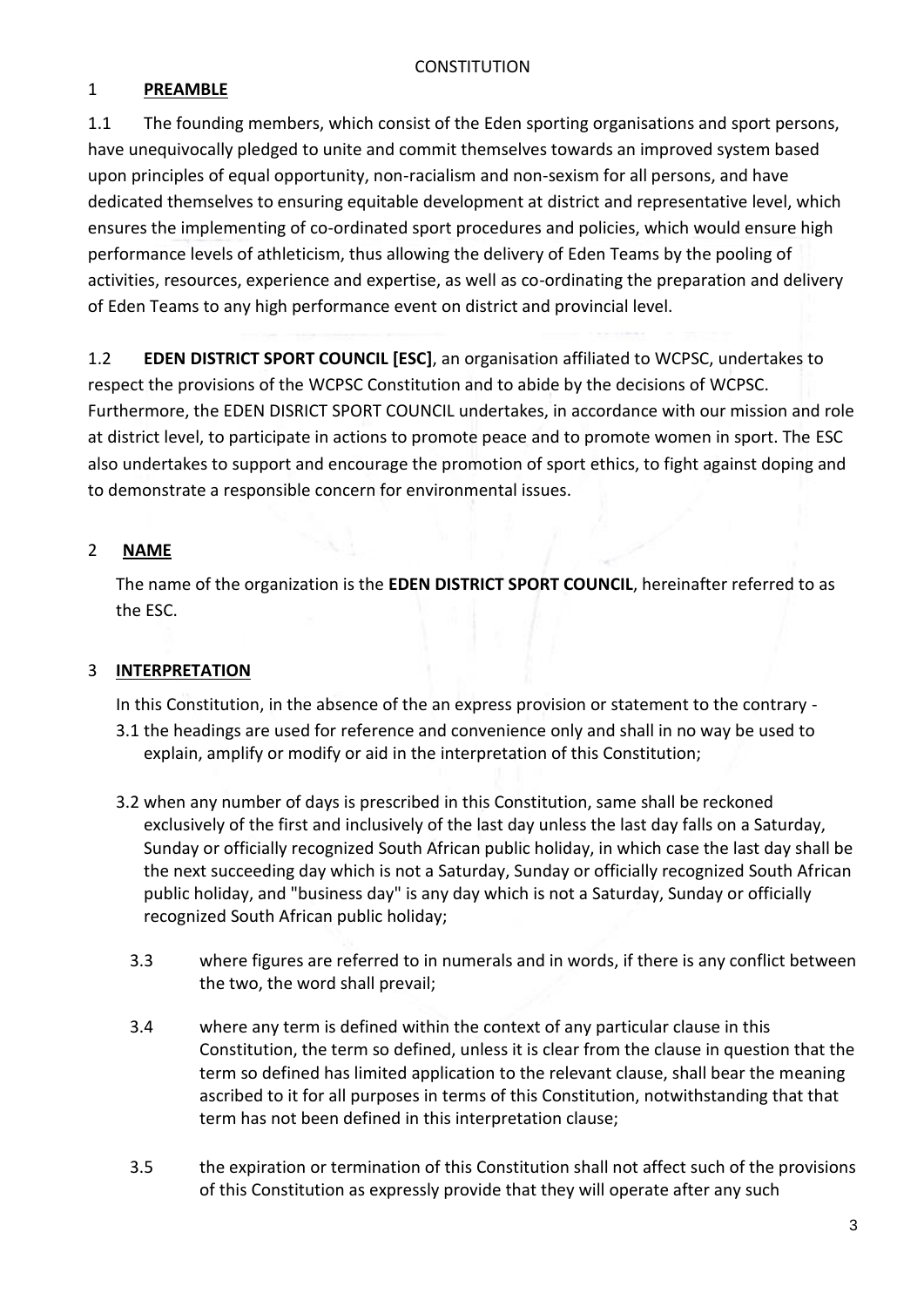CONSTITUTION

## 1 PREAMBLE

1.1 The founding members, which consist of the Eden sporting organisations and sport persons, have unequivocally pledged to unite and commit themselves towards an improved system based upon principles of equal opportunity, non-racialism and non-sexism for all persons, and have dedicated themselves to ensuring equitable development at district and representative level, which ensures the implementing of co-ordinated sport procedures and policies, which would ensure high performance levels of athleticism, thus allowing the delivery of Eden Teams by the pooling of activities, resources, experience and expertise, as well as co-ordinating the preparation and delivery of Eden Teams to any high performance event on district and provincial level.

1.2 **EDEN DISTRICT SPORT COUNCIL [ESC]**, an organisation affiliated to WCPSC, undertakes to respect the provisions of the WCPSC Constitution and to abide by the decisions of WCPSC. Furthermore, the EDEN DISRICT SPORT COUNCIL undertakes, in accordance with our mission and role at district level, to participate in actions to promote peace and to promote women in sport. The ESC also undertakes to support and encourage the promotion of sport ethics, to fight against doping and to demonstrate a responsible concern for environmental issues.

## 2 NAME

The name of the organization is the **EDEN DISTRICT SPORT COUNCIL**, hereinafter referred to as the ESC.

## 3 INTERPRETATION

In this Constitution, in the absence of the an express provision or statement to the contrary -

3.1 the headings are used for reference and convenience only and shall in no way be used to explain, amplify or modify or aid in the interpretation of this Constitution;

3.2 when any number of days is prescribed in this Constitution, same shall be reckoned exclusively of the first and inclusively of the last day unless the last day falls on a Saturday, Sunday or officially recognized South African public holiday, in which case the last day shall be the next succeeding day which is not a Saturday, Sunday or officially recognized South African public holiday, and "business day" is any day which is not a Saturday, Sunday or officially recognized South African public holiday;

3.3 where figures are referred to in numerals and in words, if there is any conflict between the two, the word shall prevail;

3.4 where any term is defined within the context of any particular clause in this Constitution, the term so defined, unless it is clear from the clause in question that the term so defined has limited application to the relevant clause, shall bear the meaning ascribed to it for all purposes in terms of this Constitution, notwithstanding that that term has not been defined in this interpretation clause;

3.5 the expiration or termination of this Constitution shall not affect such of the provisions of this Constitution as expressly provide that they will operate after any such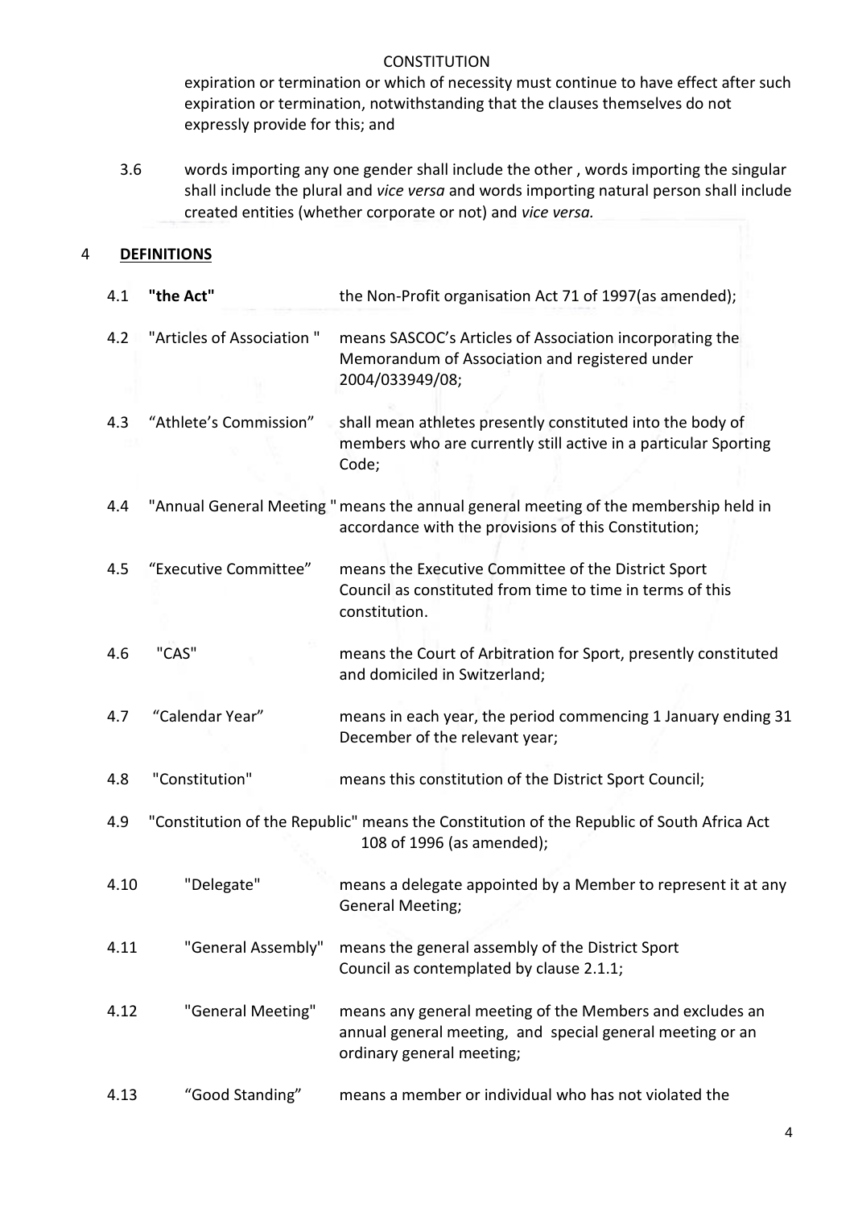expiration or termination or which of necessity must continue to have effect after such expiration or termination, notwithstanding that the clauses themselves do not expressly provide for this; and

3.6 words importing any one gender shall include the other , words importing the singular shall include the plural and *vice versa* and words importing natural person shall include created entities (whether corporate or not) and *vice versa.*

## 4 DEFINITIONS

4.1 **"the Act"** the Non-Profit organisation Act 71 of 1997(as amended);

4.2 "Articles of Association " means SASCOC's Articles of Association incorporating the Memorandum of Association and registered under 2004/033949/08;

4.3 "Athlete's Commission" shall mean athletes presently constituted into the body of members who are currently still active in a particular Sporting Code;

4.4 "Annual General Meeting " means the annual general meeting of the membership held in accordance with the provisions of this Constitution;

4.5 "Executive Committee" means the Executive Committee of the District Sport Council as constituted from time to time in terms of this constitution.

4.6 "CAS" means the Court of Arbitration for Sport, presently constituted and domiciled in Switzerland;

4.7 "Calendar Year" means in each year, the period commencing 1 January ending 31 December of the relevant year;

4.8 "Constitution" means this constitution of the District Sport Council;

4.9 "Constitution of the Republic" means the Constitution of the Republic of South Africa Act 108 of 1996 (as amended);

4.10 "Delegate" means a delegate appointed by a Member to represent it at any General Meeting;

4.11 "General Assembly" means the general assembly of the District Sport Council as contemplated by clause 2.1.1;

4.12 "General Meeting" means any general meeting of the Members and excludes an annual general meeting, and special general meeting or an ordinary general meeting;

4.13 "Good Standing" means a member or individual who has not violated the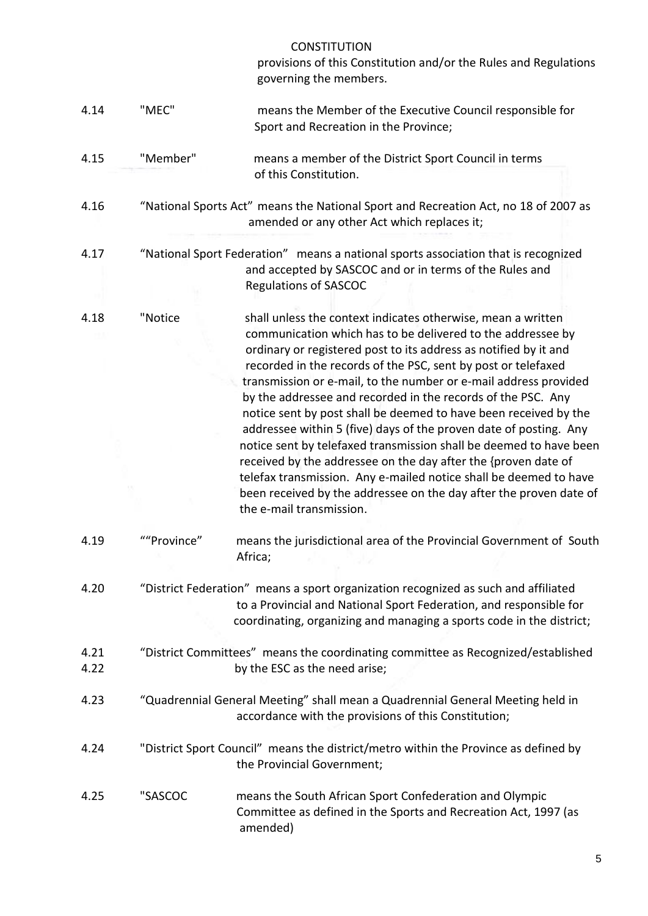provisions of this Constitution and/or the Rules and Regulations governing the members.

4.14 "MEC" means the Member of the Executive Council responsible for Sport and Recreation in the Province;

4.15 "Member" means a member of the District Sport Council in terms of this Constitution.

4.16 "National Sports Act" means the National Sport and Recreation Act, no 18 of 2007 as amended or any other Act which replaces it;

4.17 "National Sport Federation" means a national sports association that is recognized and accepted by SASCOC and or in terms of the Rules and Regulations of SASCOC

4.18 "Notice shall unless the context indicates otherwise, mean a written communication which has to be delivered to the addressee by ordinary or registered post to its address as notified by it and recorded in the records of the PSC, sent by post or telefaxed transmission or e-mail, to the number or e-mail address provided by the addressee and recorded in the records of the PSC. Any notice sent by post shall be deemed to have been received by the addressee within 5 (five) days of the proven date of posting. Any notice sent by telefaxed transmission shall be deemed to have been received by the addressee on the day after the {proven date of telefax transmission. Any e-mailed notice shall be deemed to have been received by the addressee on the day after the proven date of the e-mail transmission.

4.19 ""Province" means the jurisdictional area of the Provincial Government of South Africa;

4.20 "District Federation" means a sport organization recognized as such and affiliated to a Provincial and National Sport Federation, and responsible for coordinating, organizing and managing a sports code in the district;

4.21 "District Committees" means the coordinating committee as Recognized/established
4.22 by the ESC as the need arise;

4.23 "Quadrennial General Meeting" shall mean a Quadrennial General Meeting held in accordance with the provisions of this Constitution;

4.24 "District Sport Council" means the district/metro within the Province as defined by the Provincial Government;

4.25 "SASCOC means the South African Sport Confederation and Olympic Committee as defined in the Sports and Recreation Act, 1997 (as amended)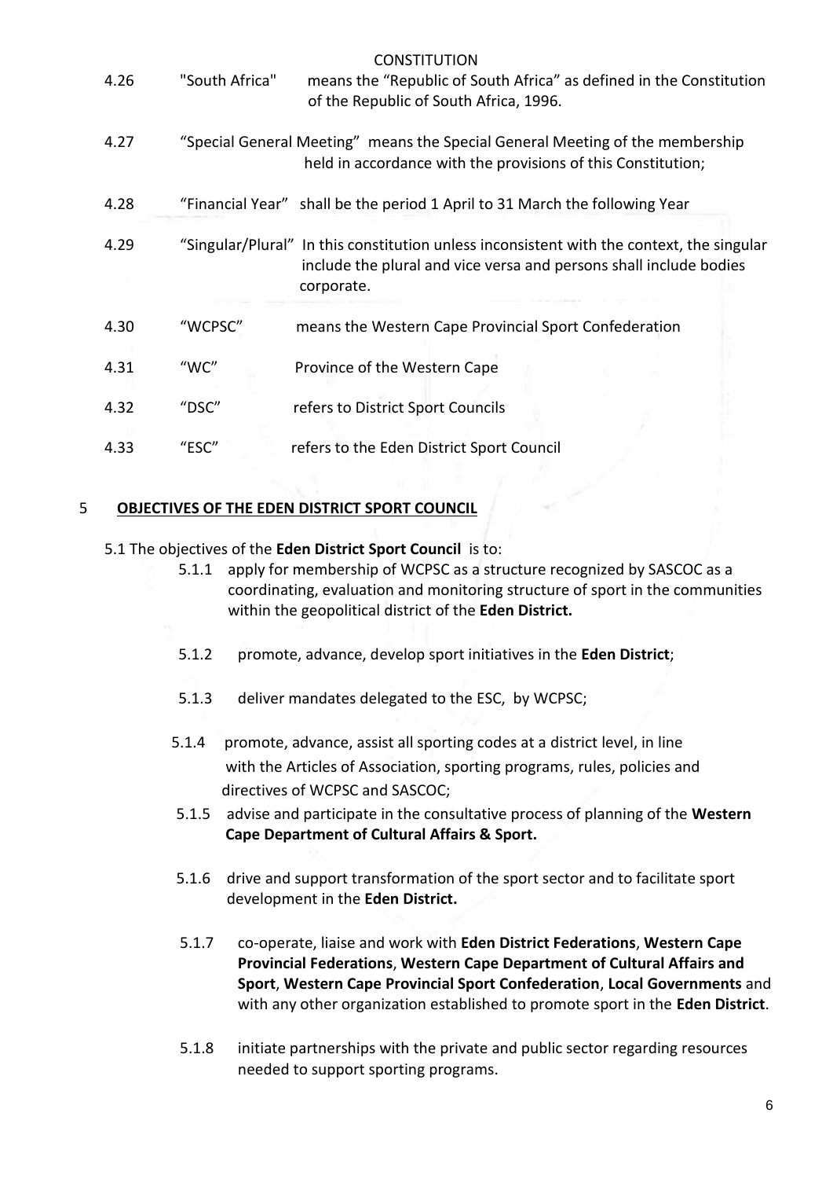4.26 "South Africa" means the "Republic of South Africa" as defined in the Constitution of the Republic of South Africa, 1996.

4.27 "Special General Meeting" means the Special General Meeting of the membership held in accordance with the provisions of this Constitution;

4.28 "Financial Year" shall be the period 1 April to 31 March the following Year

4.29 "Singular/Plural" In this constitution unless inconsistent with the context, the singular include the plural and vice versa and persons shall include bodies corporate.

4.30 "WCPSC" means the Western Cape Provincial Sport Confederation

4.31 "WC" Province of the Western Cape

4.32 "DSC" refers to District Sport Councils

4.33 "ESC" refers to the Eden District Sport Council

## 5 OBJECTIVES OF THE EDEN DISTRICT SPORT COUNCIL

5.1 The objectives of the **Eden District Sport Council** is to:

- 5.1.1 apply for membership of WCPSC as a structure recognized by SASCOC as a coordinating, evaluation and monitoring structure of sport in the communities within the geopolitical district of the **Eden District.**
- 5.1.2 promote, advance, develop sport initiatives in the **Eden District**;
- 5.1.3 deliver mandates delegated to the ESC, by WCPSC;
- 5.1.4 promote, advance, assist all sporting codes at a district level, in line with the Articles of Association, sporting programs, rules, policies and directives of WCPSC and SASCOC;
- 5.1.5 advise and participate in the consultative process of planning of the **Western Cape Department of Cultural Affairs & Sport.**
- 5.1.6 drive and support transformation of the sport sector and to facilitate sport development in the **Eden District.**
- 5.1.7 co-operate, liaise and work with **Eden District Federations**, **Western Cape Provincial Federations**, **Western Cape Department of Cultural Affairs and Sport**, **Western Cape Provincial Sport Confederation**, **Local Governments** and with any other organization established to promote sport in the **Eden District**.
- 5.1.8 initiate partnerships with the private and public sector regarding resources needed to support sporting programs.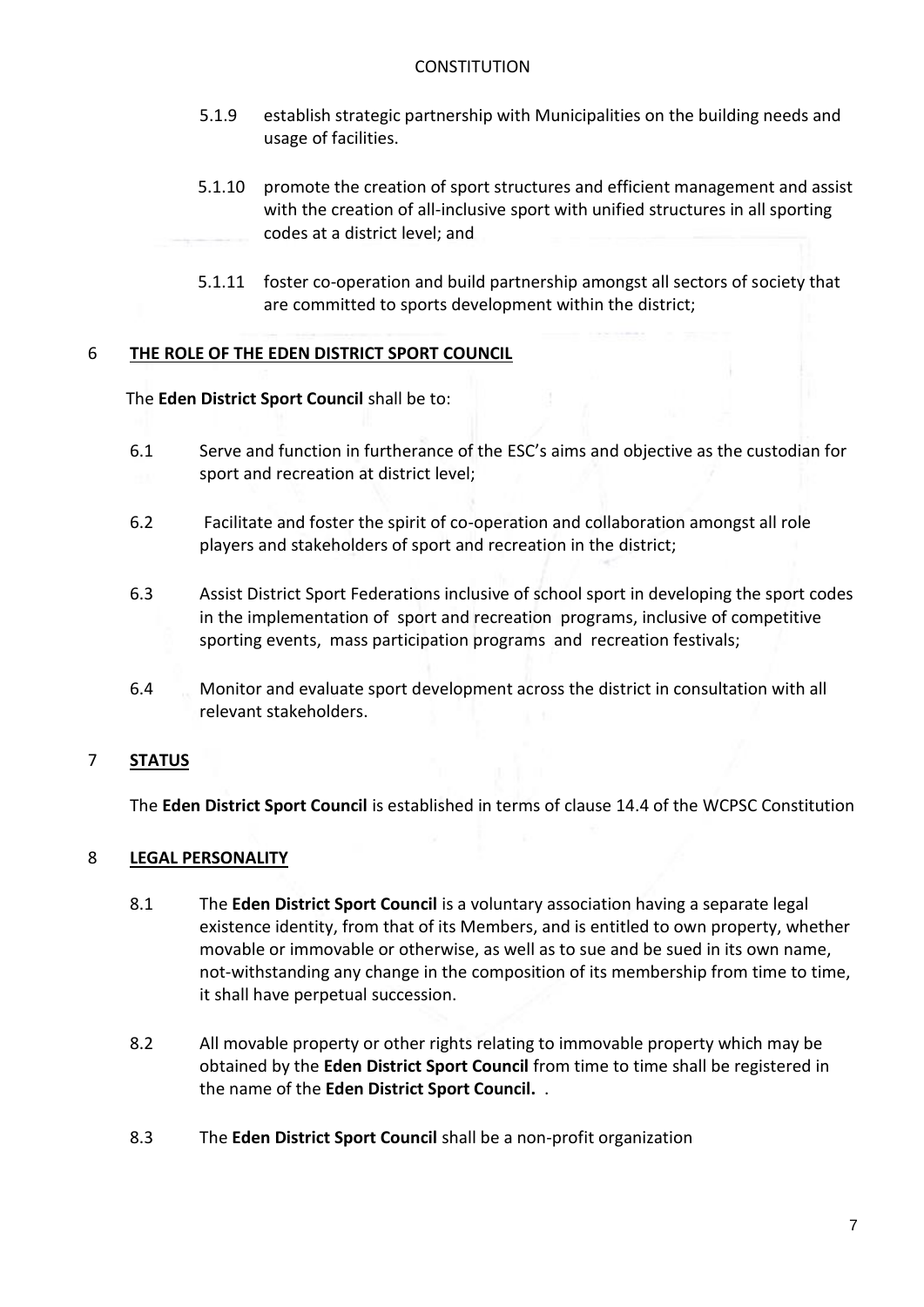5.1.9 establish strategic partnership with Municipalities on the building needs and usage of facilities.

5.1.10 promote the creation of sport structures and efficient management and assist with the creation of all-inclusive sport with unified structures in all sporting codes at a district level; and

5.1.11 foster co-operation and build partnership amongst all sectors of society that are committed to sports development within the district;

## 6 THE ROLE OF THE EDEN DISTRICT SPORT COUNCIL

The **Eden District Sport Council** shall be to:

6.1 Serve and function in furtherance of the ESC's aims and objective as the custodian for sport and recreation at district level;

6.2 Facilitate and foster the spirit of co-operation and collaboration amongst all role players and stakeholders of sport and recreation in the district;

6.3 Assist District Sport Federations inclusive of school sport in developing the sport codes in the implementation of sport and recreation programs, inclusive of competitive sporting events, mass participation programs and recreation festivals;

6.4 Monitor and evaluate sport development across the district in consultation with all relevant stakeholders.

## 7 STATUS

The **Eden District Sport Council** is established in terms of clause 14.4 of the WCPSC Constitution

## 8 LEGAL PERSONALITY

8.1 The **Eden District Sport Council** is a voluntary association having a separate legal existence identity, from that of its Members, and is entitled to own property, whether movable or immovable or otherwise, as well as to sue and be sued in its own name, not-withstanding any change in the composition of its membership from time to time, it shall have perpetual succession.

8.2 All movable property or other rights relating to immovable property which may be obtained by the **Eden District Sport Council** from time to time shall be registered in the name of the **Eden District Sport Council.** .

8.3 The **Eden District Sport Council** shall be a non-profit organization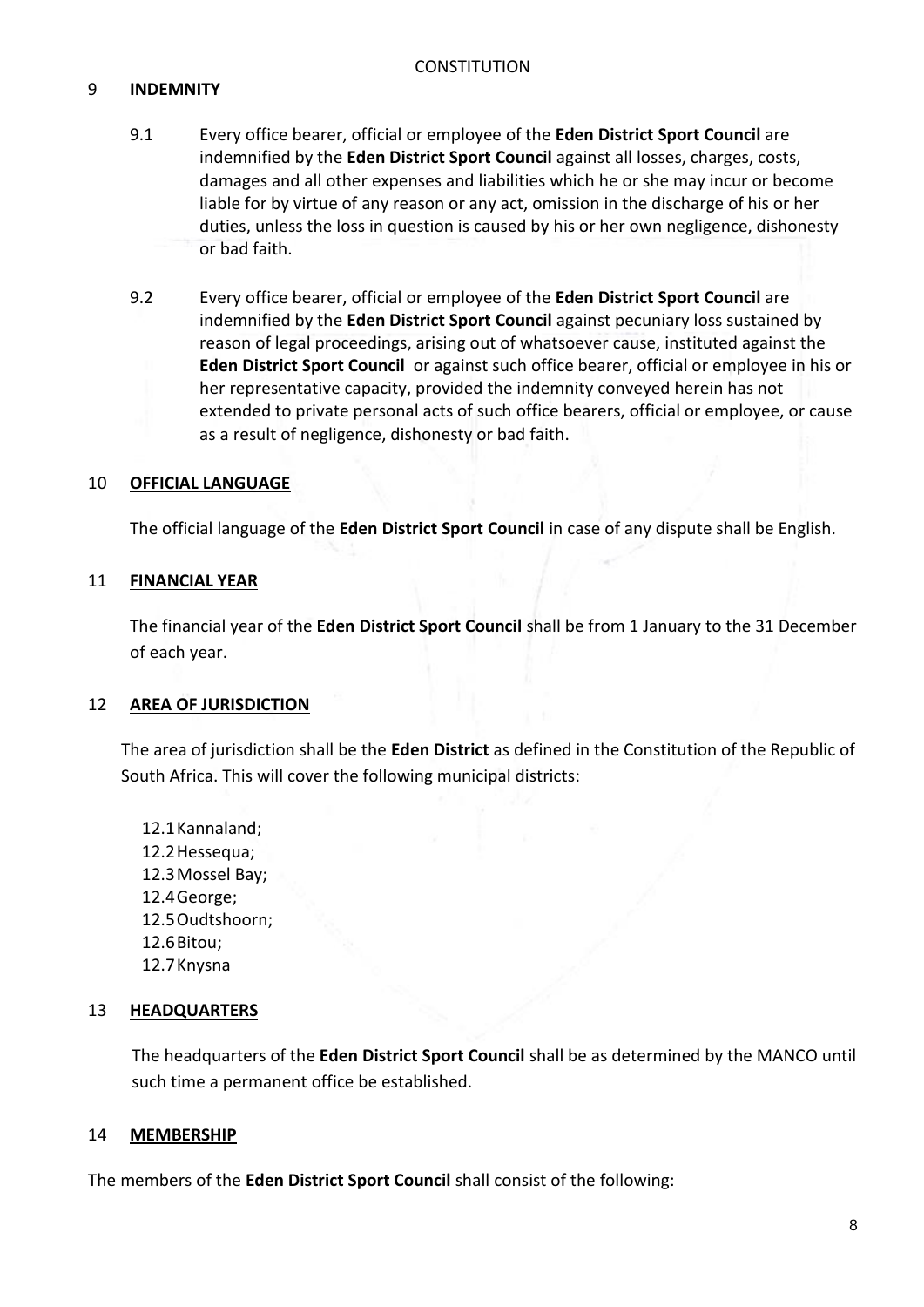## 9 INDEMNITY

9.1 Every office bearer, official or employee of the **Eden District Sport Council** are indemnified by the **Eden District Sport Council** against all losses, charges, costs, damages and all other expenses and liabilities which he or she may incur or become liable for by virtue of any reason or any act, omission in the discharge of his or her duties, unless the loss in question is caused by his or her own negligence, dishonesty or bad faith.

9.2 Every office bearer, official or employee of the **Eden District Sport Council** are indemnified by the **Eden District Sport Council** against pecuniary loss sustained by reason of legal proceedings, arising out of whatsoever cause, instituted against the **Eden District Sport Council** or against such office bearer, official or employee in his or her representative capacity, provided the indemnity conveyed herein has not extended to private personal acts of such office bearers, official or employee, or cause as a result of negligence, dishonesty or bad faith.

## 10 OFFICIAL LANGUAGE

The official language of the **Eden District Sport Council** in case of any dispute shall be English.

## 11 FINANCIAL YEAR

The financial year of the **Eden District Sport Council** shall be from 1 January to the 31 December of each year.

## 12 AREA OF JURISDICTION

The area of jurisdiction shall be the **Eden District** as defined in the Constitution of the Republic of South Africa. This will cover the following municipal districts:

12.1 Kannaland;
12.2 Hessequa;
12.3 Mossel Bay;
12.4 George;
12.5 Oudtshoorn;
12.6 Bitou;
12.7 Knysna

## 13 HEADQUARTERS

The headquarters of the **Eden District Sport Council** shall be as determined by the MANCO until such time a permanent office be established.

## 14 MEMBERSHIP

The members of the **Eden District Sport Council** shall consist of the following: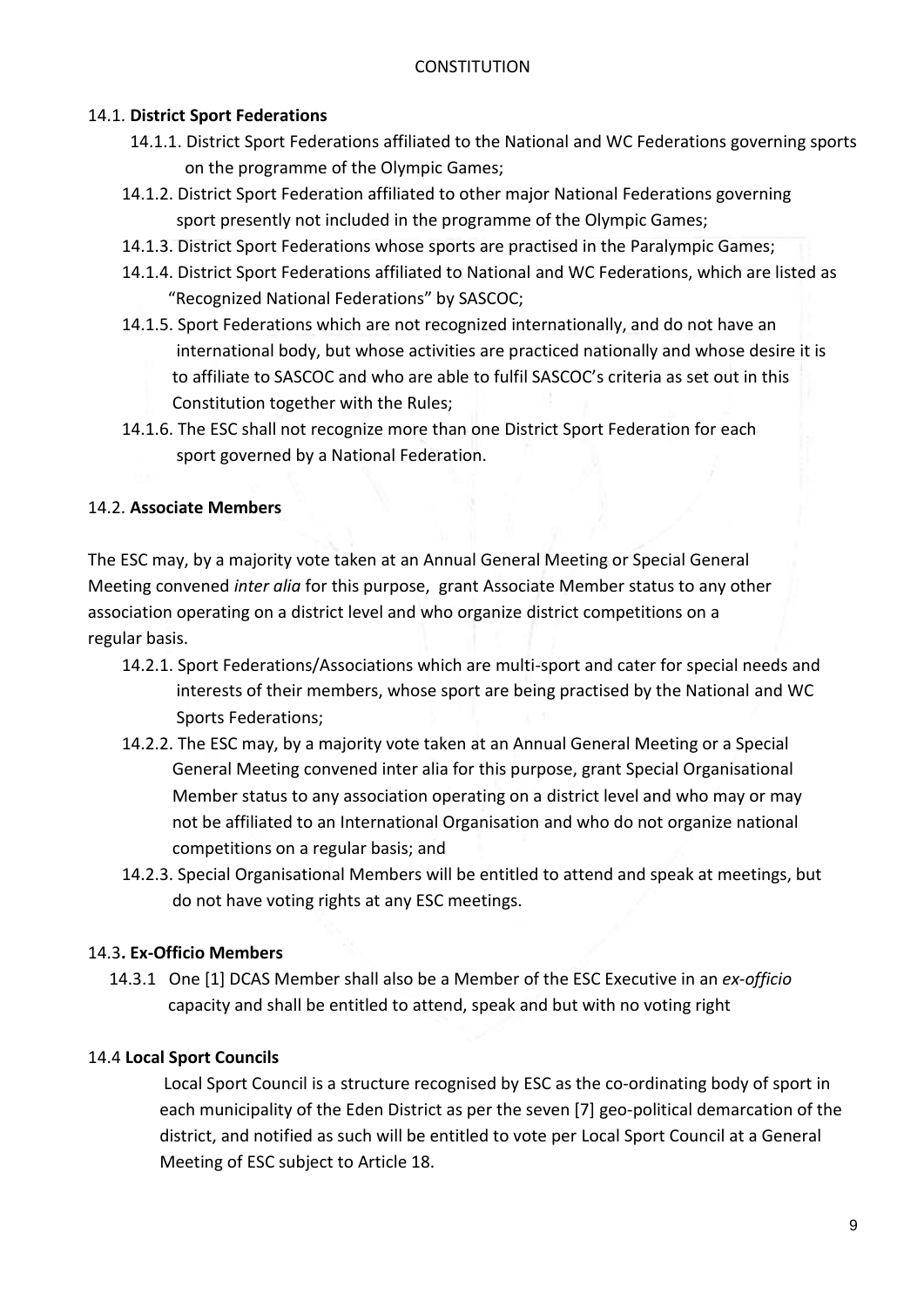### 14.1. **District Sport Federations**

14.1.1. District Sport Federations affiliated to the National and WC Federations governing sports on the programme of the Olympic Games;

14.1.2. District Sport Federation affiliated to other major National Federations governing sport presently not included in the programme of the Olympic Games;

14.1.3. District Sport Federations whose sports are practised in the Paralympic Games;

14.1.4. District Sport Federations affiliated to National and WC Federations, which are listed as "Recognized National Federations" by SASCOC;

14.1.5. Sport Federations which are not recognized internationally, and do not have an international body, but whose activities are practiced nationally and whose desire it is to affiliate to SASCOC and who are able to fulfil SASCOC's criteria as set out in this Constitution together with the Rules;

14.1.6. The ESC shall not recognize more than one District Sport Federation for each sport governed by a National Federation.

### 14.2. **Associate Members**

The ESC may, by a majority vote taken at an Annual General Meeting or Special General Meeting convened *inter alia* for this purpose, grant Associate Member status to any other association operating on a district level and who organize district competitions on a regular basis.

14.2.1. Sport Federations/Associations which are multi-sport and cater for special needs and interests of their members, whose sport are being practised by the National and WC Sports Federations;

14.2.2. The ESC may, by a majority vote taken at an Annual General Meeting or a Special General Meeting convened inter alia for this purpose, grant Special Organisational Member status to any association operating on a district level and who may or may not be affiliated to an International Organisation and who do not organize national competitions on a regular basis; and

14.2.3. Special Organisational Members will be entitled to attend and speak at meetings, but do not have voting rights at any ESC meetings.

### 14.3**. Ex-Officio Members**

14.3.1 One [1] DCAS Member shall also be a Member of the ESC Executive in an *ex-officio* capacity and shall be entitled to attend, speak and but with no voting right

### 14.4 **Local Sport Councils**

Local Sport Council is a structure recognised by ESC as the co-ordinating body of sport in each municipality of the Eden District as per the seven [7] geo-political demarcation of the district, and notified as such will be entitled to vote per Local Sport Council at a General Meeting of ESC subject to Article 18.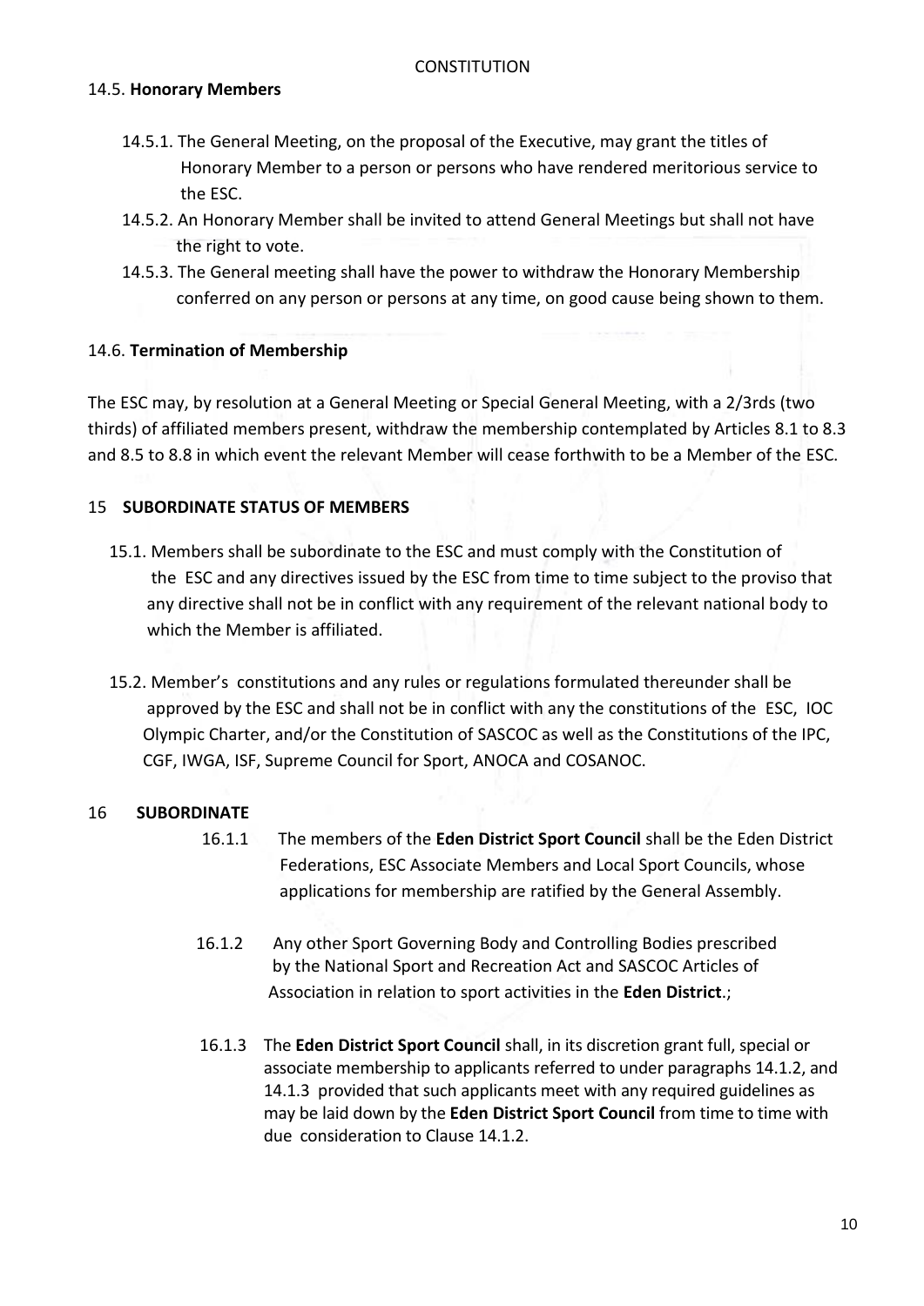### 14.5. **Honorary Members**

14.5.1. The General Meeting, on the proposal of the Executive, may grant the titles of Honorary Member to a person or persons who have rendered meritorious service to the ESC.

14.5.2. An Honorary Member shall be invited to attend General Meetings but shall not have the right to vote.

14.5.3. The General meeting shall have the power to withdraw the Honorary Membership conferred on any person or persons at any time, on good cause being shown to them.

### 14.6. **Termination of Membership**

The ESC may, by resolution at a General Meeting or Special General Meeting, with a 2/3rds (two thirds) of affiliated members present, withdraw the membership contemplated by Articles 8.1 to 8.3 and 8.5 to 8.8 in which event the relevant Member will cease forthwith to be a Member of the ESC.

## 15 **SUBORDINATE STATUS OF MEMBERS**

15.1. Members shall be subordinate to the ESC and must comply with the Constitution of the ESC and any directives issued by the ESC from time to time subject to the proviso that any directive shall not be in conflict with any requirement of the relevant national body to which the Member is affiliated.

15.2. Member's constitutions and any rules or regulations formulated thereunder shall be approved by the ESC and shall not be in conflict with any the constitutions of the ESC, IOC Olympic Charter, and/or the Constitution of SASCOC as well as the Constitutions of the IPC, CGF, IWGA, ISF, Supreme Council for Sport, ANOCA and COSANOC.

## 16 **SUBORDINATE**

16.1.1 The members of the **Eden District Sport Council** shall be the Eden District Federations, ESC Associate Members and Local Sport Councils, whose applications for membership are ratified by the General Assembly.

16.1.2 Any other Sport Governing Body and Controlling Bodies prescribed by the National Sport and Recreation Act and SASCOC Articles of Association in relation to sport activities in the **Eden District**.;

16.1.3 The **Eden District Sport Council** shall, in its discretion grant full, special or associate membership to applicants referred to under paragraphs 14.1.2, and 14.1.3 provided that such applicants meet with any required guidelines as may be laid down by the **Eden District Sport Council** from time to time with due consideration to Clause 14.1.2.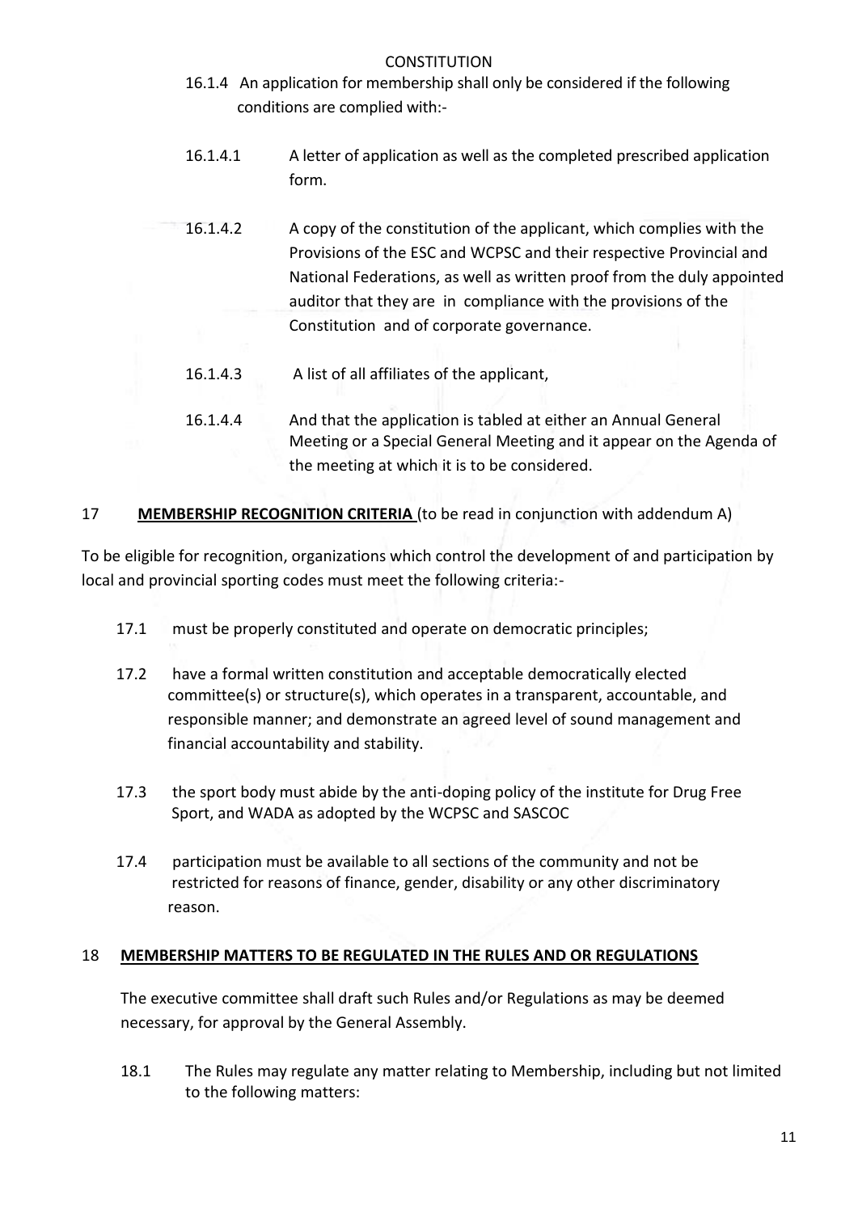CONSTITUTION

16.1.4 An application for membership shall only be considered if the following conditions are complied with:-

16.1.4.1 A letter of application as well as the completed prescribed application form.

16.1.4.2 A copy of the constitution of the applicant, which complies with the Provisions of the ESC and WCPSC and their respective Provincial and National Federations, as well as written proof from the duly appointed auditor that they are in compliance with the provisions of the Constitution and of corporate governance.

16.1.4.3 A list of all affiliates of the applicant,

16.1.4.4 And that the application is tabled at either an Annual General Meeting or a Special General Meeting and it appear on the Agenda of the meeting at which it is to be considered.

## 17 **MEMBERSHIP RECOGNITION CRITERIA** (to be read in conjunction with addendum A)

To be eligible for recognition, organizations which control the development of and participation by local and provincial sporting codes must meet the following criteria:-

17.1 must be properly constituted and operate on democratic principles;

17.2 have a formal written constitution and acceptable democratically elected committee(s) or structure(s), which operates in a transparent, accountable, and responsible manner; and demonstrate an agreed level of sound management and financial accountability and stability.

17.3 the sport body must abide by the anti-doping policy of the institute for Drug Free Sport, and WADA as adopted by the WCPSC and SASCOC

17.4 participation must be available to all sections of the community and not be restricted for reasons of finance, gender, disability or any other discriminatory reason.

## 18 **MEMBERSHIP MATTERS TO BE REGULATED IN THE RULES AND OR REGULATIONS**

The executive committee shall draft such Rules and/or Regulations as may be deemed necessary, for approval by the General Assembly.

18.1 The Rules may regulate any matter relating to Membership, including but not limited to the following matters: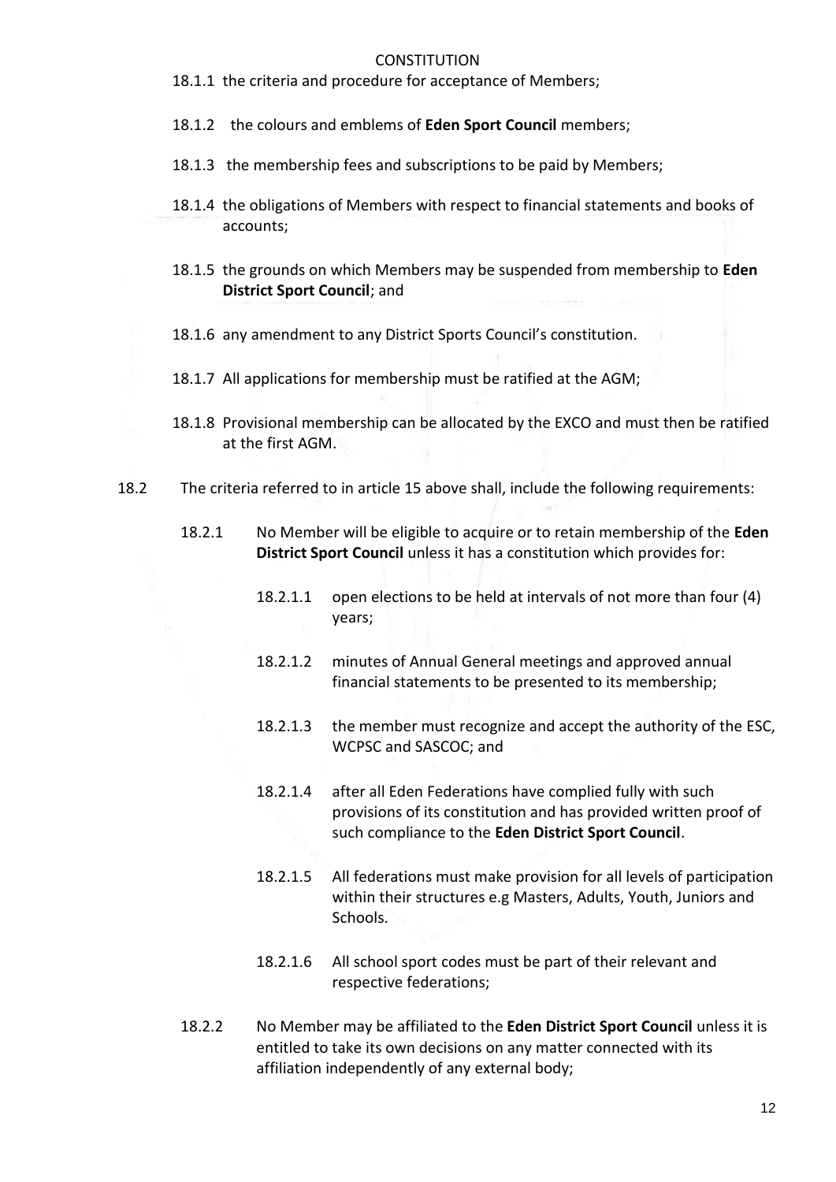18.1.1 the criteria and procedure for acceptance of Members;

18.1.2 the colours and emblems of **Eden Sport Council** members;

18.1.3 the membership fees and subscriptions to be paid by Members;

18.1.4 the obligations of Members with respect to financial statements and books of accounts;

18.1.5 the grounds on which Members may be suspended from membership to **Eden District Sport Council**; and

18.1.6 any amendment to any District Sports Council's constitution.

18.1.7 All applications for membership must be ratified at the AGM;

18.1.8 Provisional membership can be allocated by the EXCO and must then be ratified at the first AGM.

18.2 The criteria referred to in article 15 above shall, include the following requirements:

18.2.1 No Member will be eligible to acquire or to retain membership of the **Eden District Sport Council** unless it has a constitution which provides for:

18.2.1.1 open elections to be held at intervals of not more than four (4) years;

18.2.1.2 minutes of Annual General meetings and approved annual financial statements to be presented to its membership;

18.2.1.3 the member must recognize and accept the authority of the ESC, WCPSC and SASCOC; and

18.2.1.4 after all Eden Federations have complied fully with such provisions of its constitution and has provided written proof of such compliance to the **Eden District Sport Council**.

18.2.1.5 All federations must make provision for all levels of participation within their structures e.g Masters, Adults, Youth, Juniors and Schools.

18.2.1.6 All school sport codes must be part of their relevant and respective federations;

18.2.2 No Member may be affiliated to the **Eden District Sport Council** unless it is entitled to take its own decisions on any matter connected with its affiliation independently of any external body;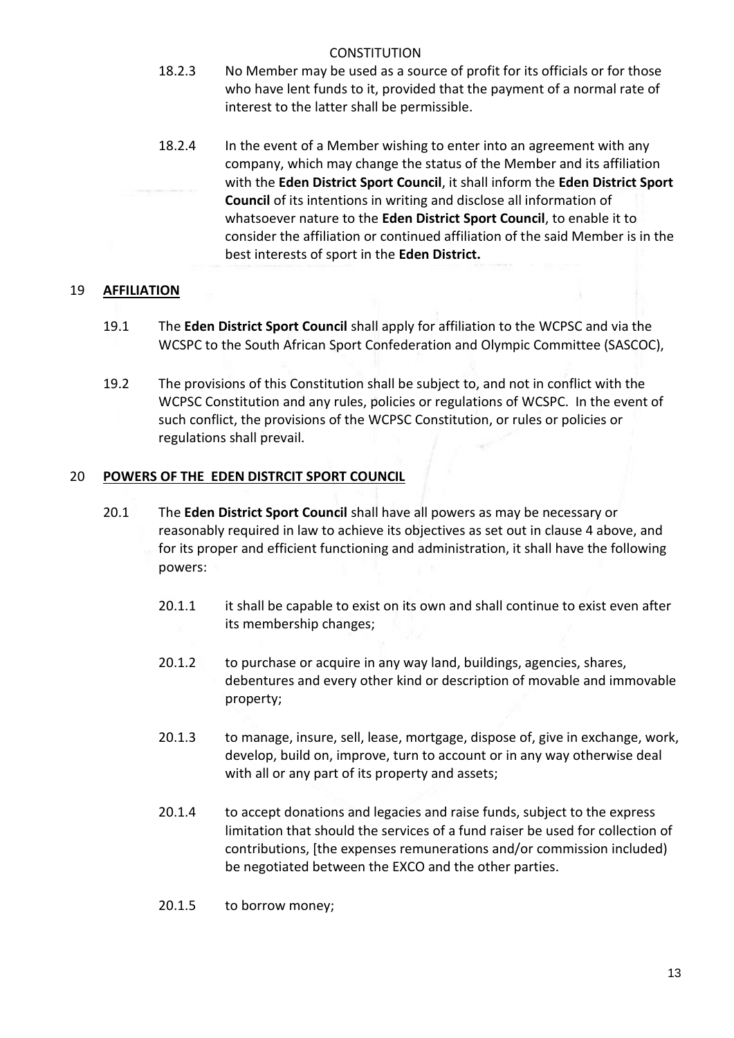18.2.3 No Member may be used as a source of profit for its officials or for those who have lent funds to it, provided that the payment of a normal rate of interest to the latter shall be permissible.

18.2.4 In the event of a Member wishing to enter into an agreement with any company, which may change the status of the Member and its affiliation with the **Eden District Sport Council**, it shall inform the **Eden District Sport Council** of its intentions in writing and disclose all information of whatsoever nature to the **Eden District Sport Council**, to enable it to consider the affiliation or continued affiliation of the said Member is in the best interests of sport in the **Eden District.**

## 19 **AFFILIATION**

19.1 The **Eden District Sport Council** shall apply for affiliation to the WCPSC and via the WCSPC to the South African Sport Confederation and Olympic Committee (SASCOC),

19.2 The provisions of this Constitution shall be subject to, and not in conflict with the WCPSC Constitution and any rules, policies or regulations of WCSPC. In the event of such conflict, the provisions of the WCPSC Constitution, or rules or policies or regulations shall prevail.

## 20 **POWERS OF THE EDEN DISTRCIT SPORT COUNCIL**

20.1 The **Eden District Sport Council** shall have all powers as may be necessary or reasonably required in law to achieve its objectives as set out in clause 4 above, and for its proper and efficient functioning and administration, it shall have the following powers:

20.1.1 it shall be capable to exist on its own and shall continue to exist even after its membership changes;

20.1.2 to purchase or acquire in any way land, buildings, agencies, shares, debentures and every other kind or description of movable and immovable property;

20.1.3 to manage, insure, sell, lease, mortgage, dispose of, give in exchange, work, develop, build on, improve, turn to account or in any way otherwise deal with all or any part of its property and assets;

20.1.4 to accept donations and legacies and raise funds, subject to the express limitation that should the services of a fund raiser be used for collection of contributions, [the expenses remunerations and/or commission included) be negotiated between the EXCO and the other parties.

20.1.5 to borrow money;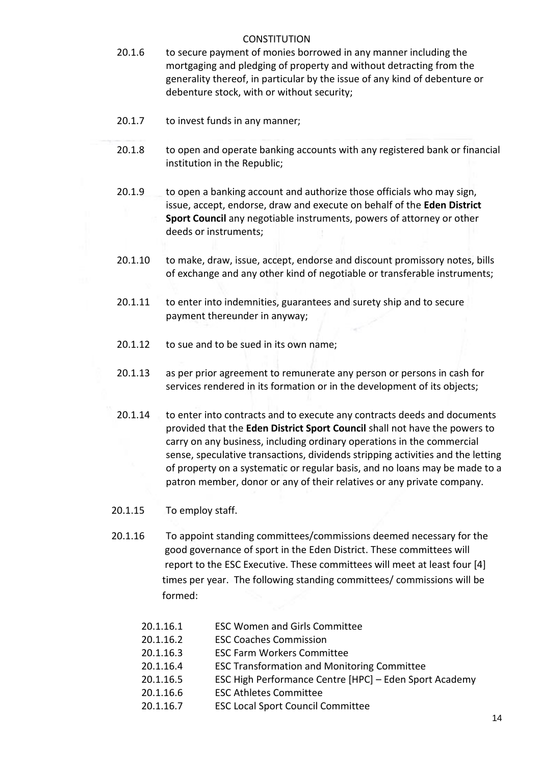20.1.6 to secure payment of monies borrowed in any manner including the mortgaging and pledging of property and without detracting from the generality thereof, in particular by the issue of any kind of debenture or debenture stock, with or without security;

20.1.7 to invest funds in any manner;

20.1.8 to open and operate banking accounts with any registered bank or financial institution in the Republic;

20.1.9 to open a banking account and authorize those officials who may sign, issue, accept, endorse, draw and execute on behalf of the **Eden District Sport Council** any negotiable instruments, powers of attorney or other deeds or instruments;

20.1.10 to make, draw, issue, accept, endorse and discount promissory notes, bills of exchange and any other kind of negotiable or transferable instruments;

20.1.11 to enter into indemnities, guarantees and surety ship and to secure payment thereunder in anyway;

20.1.12 to sue and to be sued in its own name;

20.1.13 as per prior agreement to remunerate any person or persons in cash for services rendered in its formation or in the development of its objects;

20.1.14 to enter into contracts and to execute any contracts deeds and documents provided that the **Eden District Sport Council** shall not have the powers to carry on any business, including ordinary operations in the commercial sense, speculative transactions, dividends stripping activities and the letting of property on a systematic or regular basis, and no loans may be made to a patron member, donor or any of their relatives or any private company.

20.1.15 To employ staff.

20.1.16 To appoint standing committees/commissions deemed necessary for the good governance of sport in the Eden District. These committees will report to the ESC Executive. These committees will meet at least four [4] times per year. The following standing committees/ commissions will be formed:

- 20.1.16.1 ESC Women and Girls Committee
- 20.1.16.2 ESC Coaches Commission
- 20.1.16.3 ESC Farm Workers Committee
- 20.1.16.4 ESC Transformation and Monitoring Committee
- 20.1.16.5 ESC High Performance Centre [HPC] – Eden Sport Academy
- 20.1.16.6 ESC Athletes Committee
- 20.1.16.7 ESC Local Sport Council Committee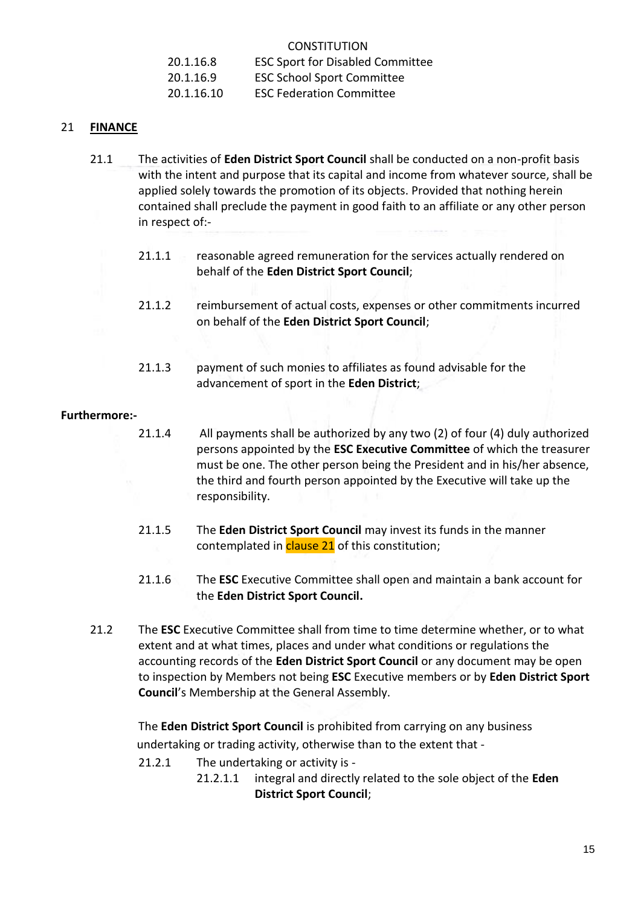CONSTITUTION

20.1.16.8 ESC Sport for Disabled Committee

20.1.16.9 ESC School Sport Committee

20.1.16.10 ESC Federation Committee

## 21 FINANCE

21.1 The activities of **Eden District Sport Council** shall be conducted on a non-profit basis with the intent and purpose that its capital and income from whatever source, shall be applied solely towards the promotion of its objects. Provided that nothing herein contained shall preclude the payment in good faith to an affiliate or any other person in respect of:-

21.1.1 reasonable agreed remuneration for the services actually rendered on behalf of the **Eden District Sport Council**;

21.1.2 reimbursement of actual costs, expenses or other commitments incurred on behalf of the **Eden District Sport Council**;

21.1.3 payment of such monies to affiliates as found advisable for the advancement of sport in the **Eden District**;

**Furthermore:-**

21.1.4 All payments shall be authorized by any two (2) of four (4) duly authorized persons appointed by the **ESC Executive Committee** of which the treasurer must be one. The other person being the President and in his/her absence, the third and fourth person appointed by the Executive will take up the responsibility.

21.1.5 The **Eden District Sport Council** may invest its funds in the manner contemplated in clause 21 of this constitution;

21.1.6 The **ESC** Executive Committee shall open and maintain a bank account for the **Eden District Sport Council.**

21.2 The **ESC** Executive Committee shall from time to time determine whether, or to what extent and at what times, places and under what conditions or regulations the accounting records of the **Eden District Sport Council** or any document may be open to inspection by Members not being **ESC** Executive members or by **Eden District Sport Council**'s Membership at the General Assembly.

The **Eden District Sport Council** is prohibited from carrying on any business undertaking or trading activity, otherwise than to the extent that -

21.2.1 The undertaking or activity is -

21.2.1.1 integral and directly related to the sole object of the **Eden District Sport Council**;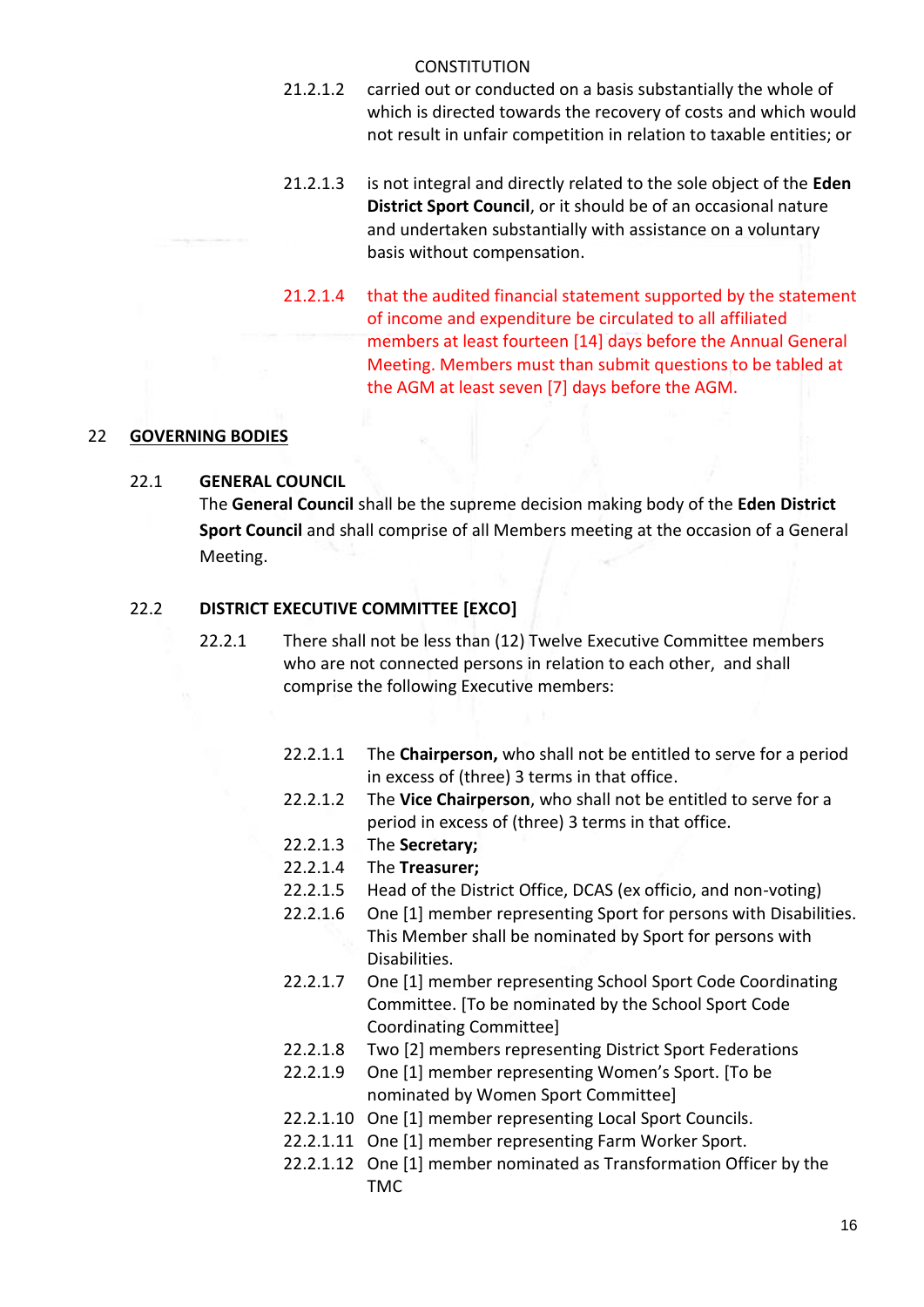21.2.1.2 carried out or conducted on a basis substantially the whole of which is directed towards the recovery of costs and which would not result in unfair competition in relation to taxable entities; or

21.2.1.3 is not integral and directly related to the sole object of the **Eden District Sport Council**, or it should be of an occasional nature and undertaken substantially with assistance on a voluntary basis without compensation.

21.2.1.4 that the audited financial statement supported by the statement of income and expenditure be circulated to all affiliated members at least fourteen [14] days before the Annual General Meeting. Members must than submit questions to be tabled at the AGM at least seven [7] days before the AGM.

## 22 GOVERNING BODIES

### 22.1 GENERAL COUNCIL

The **General Council** shall be the supreme decision making body of the **Eden District Sport Council** and shall comprise of all Members meeting at the occasion of a General Meeting.

### 22.2 DISTRICT EXECUTIVE COMMITTEE [EXCO]

22.2.1 There shall not be less than (12) Twelve Executive Committee members who are not connected persons in relation to each other, and shall comprise the following Executive members:

22.2.1.1 The **Chairperson,** who shall not be entitled to serve for a period in excess of (three) 3 terms in that office.

22.2.1.2 The **Vice Chairperson**, who shall not be entitled to serve for a period in excess of (three) 3 terms in that office.

22.2.1.3 The **Secretary;**

22.2.1.4 The **Treasurer;**

22.2.1.5 Head of the District Office, DCAS (ex officio, and non-voting)

22.2.1.6 One [1] member representing Sport for persons with Disabilities. This Member shall be nominated by Sport for persons with Disabilities.

22.2.1.7 One [1] member representing School Sport Code Coordinating Committee. [To be nominated by the School Sport Code Coordinating Committee]

22.2.1.8 Two [2] members representing District Sport Federations

22.2.1.9 One [1] member representing Women's Sport. [To be nominated by Women Sport Committee]

22.2.1.10 One [1] member representing Local Sport Councils.

22.2.1.11 One [1] member representing Farm Worker Sport.

22.2.1.12 One [1] member nominated as Transformation Officer by the TMC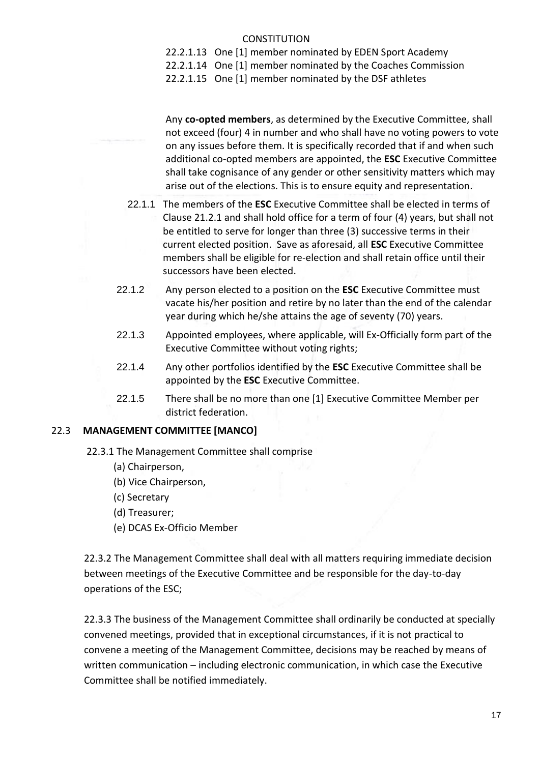22.2.1.13 One [1] member nominated by EDEN Sport Academy

22.2.1.14 One [1] member nominated by the Coaches Commission

22.2.1.15 One [1] member nominated by the DSF athletes

Any **co-opted members**, as determined by the Executive Committee, shall not exceed (four) 4 in number and who shall have no voting powers to vote on any issues before them. It is specifically recorded that if and when such additional co-opted members are appointed, the **ESC** Executive Committee shall take cognisance of any gender or other sensitivity matters which may arise out of the elections. This is to ensure equity and representation.

22.1.1 The members of the **ESC** Executive Committee shall be elected in terms of Clause 21.2.1 and shall hold office for a term of four (4) years, but shall not be entitled to serve for longer than three (3) successive terms in their current elected position. Save as aforesaid, all **ESC** Executive Committee members shall be eligible for re-election and shall retain office until their successors have been elected.

22.1.2 Any person elected to a position on the **ESC** Executive Committee must vacate his/her position and retire by no later than the end of the calendar year during which he/she attains the age of seventy (70) years.

22.1.3 Appointed employees, where applicable, will Ex-Officially form part of the Executive Committee without voting rights;

22.1.4 Any other portfolios identified by the **ESC** Executive Committee shall be appointed by the **ESC** Executive Committee.

22.1.5 There shall be no more than one [1] Executive Committee Member per district federation.

## 22.3 MANAGEMENT COMMITTEE [MANCO]

22.3.1 The Management Committee shall comprise

(a) Chairperson,

(b) Vice Chairperson,

(c) Secretary

(d) Treasurer;

(e) DCAS Ex-Officio Member

22.3.2 The Management Committee shall deal with all matters requiring immediate decision between meetings of the Executive Committee and be responsible for the day-to-day operations of the ESC;

22.3.3 The business of the Management Committee shall ordinarily be conducted at specially convened meetings, provided that in exceptional circumstances, if it is not practical to convene a meeting of the Management Committee, decisions may be reached by means of written communication – including electronic communication, in which case the Executive Committee shall be notified immediately.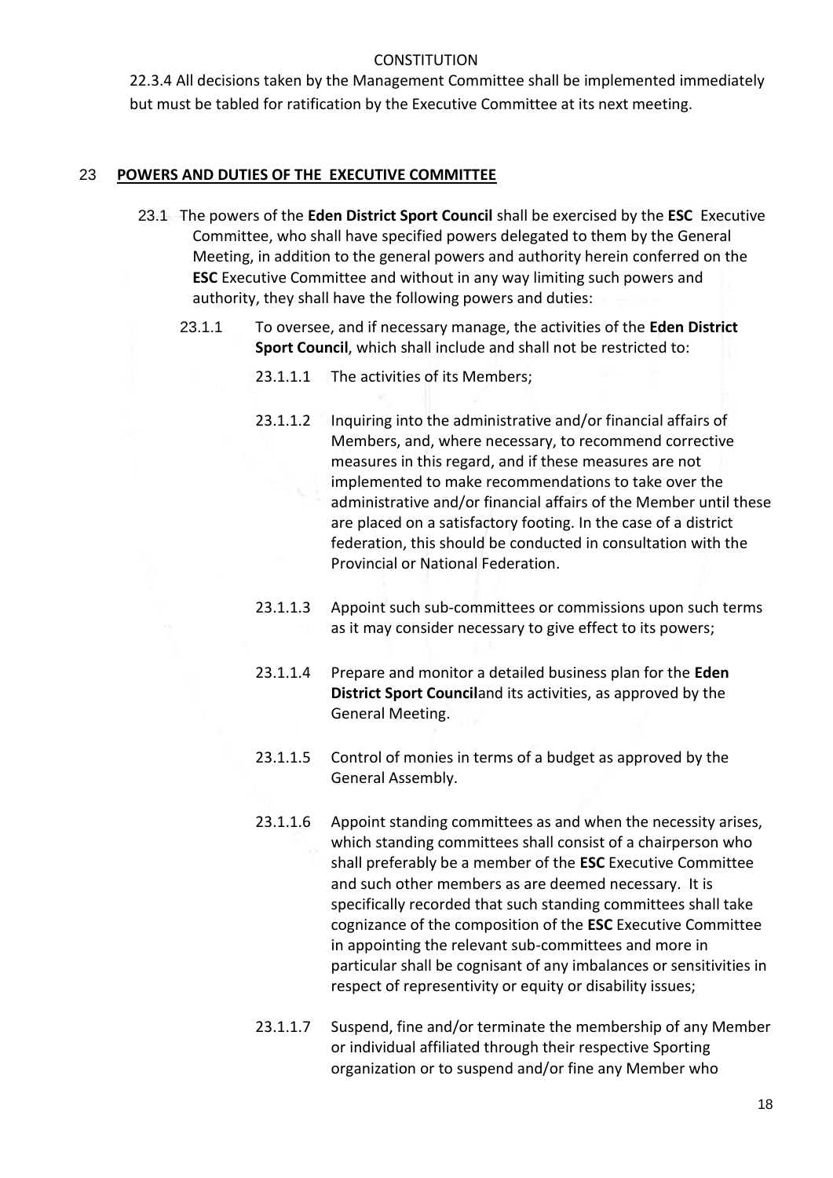22.3.4 All decisions taken by the Management Committee shall be implemented immediately but must be tabled for ratification by the Executive Committee at its next meeting.

## 23 POWERS AND DUTIES OF THE EXECUTIVE COMMITTEE

23.1 The powers of the **Eden District Sport Council** shall be exercised by the **ESC** Executive Committee, who shall have specified powers delegated to them by the General Meeting, in addition to the general powers and authority herein conferred on the **ESC** Executive Committee and without in any way limiting such powers and authority, they shall have the following powers and duties:

23.1.1 To oversee, and if necessary manage, the activities of the **Eden District Sport Council**, which shall include and shall not be restricted to:

23.1.1.1 The activities of its Members;

23.1.1.2 Inquiring into the administrative and/or financial affairs of Members, and, where necessary, to recommend corrective measures in this regard, and if these measures are not implemented to make recommendations to take over the administrative and/or financial affairs of the Member until these are placed on a satisfactory footing. In the case of a district federation, this should be conducted in consultation with the Provincial or National Federation.

23.1.1.3 Appoint such sub-committees or commissions upon such terms as it may consider necessary to give effect to its powers;

23.1.1.4 Prepare and monitor a detailed business plan for the **Eden District Sport Council**and its activities, as approved by the General Meeting.

23.1.1.5 Control of monies in terms of a budget as approved by the General Assembly.

23.1.1.6 Appoint standing committees as and when the necessity arises, which standing committees shall consist of a chairperson who shall preferably be a member of the **ESC** Executive Committee and such other members as are deemed necessary. It is specifically recorded that such standing committees shall take cognizance of the composition of the **ESC** Executive Committee in appointing the relevant sub-committees and more in particular shall be cognisant of any imbalances or sensitivities in respect of representivity or equity or disability issues;

23.1.1.7 Suspend, fine and/or terminate the membership of any Member or individual affiliated through their respective Sporting organization or to suspend and/or fine any Member who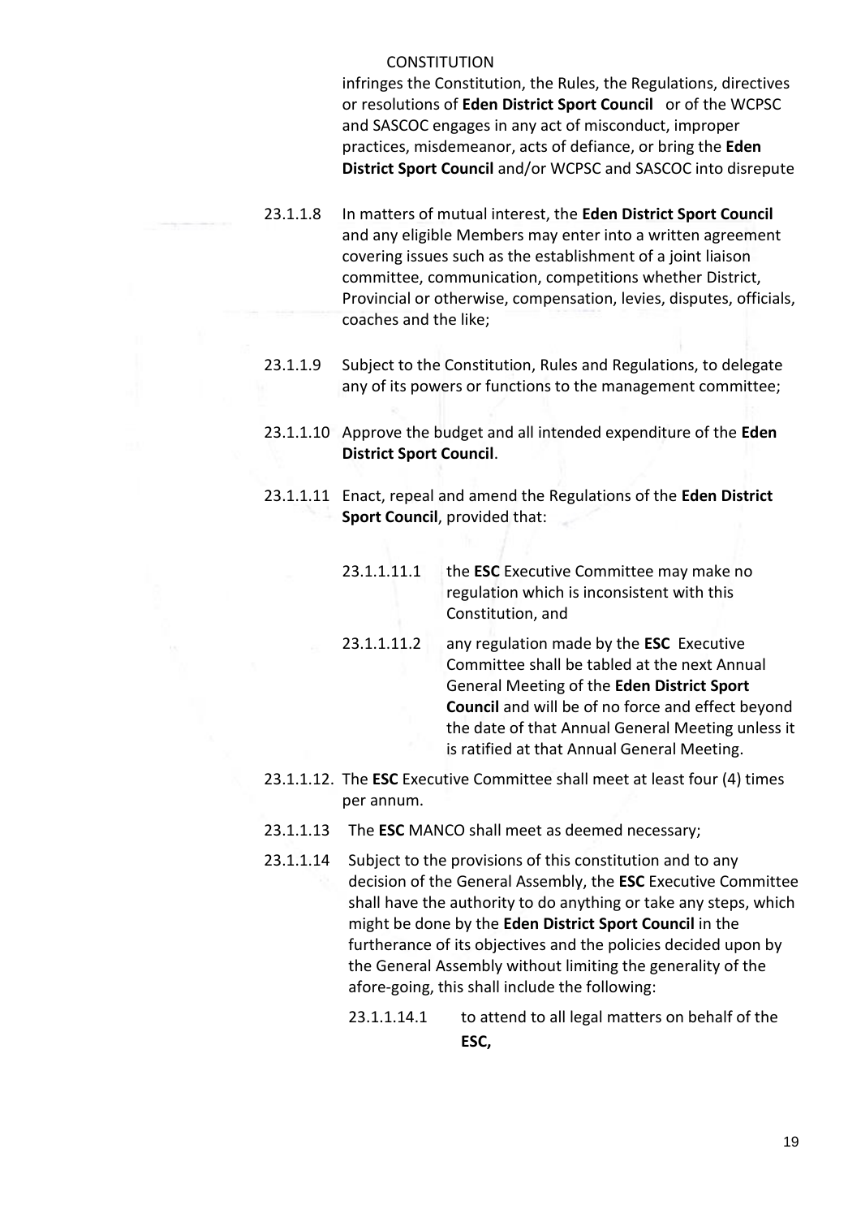infringes the Constitution, the Rules, the Regulations, directives or resolutions of **Eden District Sport Council** or of the WCPSC and SASCOC engages in any act of misconduct, improper practices, misdemeanor, acts of defiance, or bring the **Eden District Sport Council** and/or WCPSC and SASCOC into disrepute

23.1.1.8 In matters of mutual interest, the **Eden District Sport Council** and any eligible Members may enter into a written agreement covering issues such as the establishment of a joint liaison committee, communication, competitions whether District, Provincial or otherwise, compensation, levies, disputes, officials, coaches and the like;

23.1.1.9 Subject to the Constitution, Rules and Regulations, to delegate any of its powers or functions to the management committee;

23.1.1.10 Approve the budget and all intended expenditure of the **Eden District Sport Council**.

23.1.1.11 Enact, repeal and amend the Regulations of the **Eden District Sport Council**, provided that:

23.1.1.11.1 the **ESC** Executive Committee may make no regulation which is inconsistent with this Constitution, and

23.1.1.11.2 any regulation made by the **ESC** Executive Committee shall be tabled at the next Annual General Meeting of the **Eden District Sport Council** and will be of no force and effect beyond the date of that Annual General Meeting unless it is ratified at that Annual General Meeting.

23.1.1.12. The **ESC** Executive Committee shall meet at least four (4) times per annum.

23.1.1.13 The **ESC** MANCO shall meet as deemed necessary;

23.1.1.14 Subject to the provisions of this constitution and to any decision of the General Assembly, the **ESC** Executive Committee shall have the authority to do anything or take any steps, which might be done by the **Eden District Sport Council** in the furtherance of its objectives and the policies decided upon by the General Assembly without limiting the generality of the afore-going, this shall include the following:

23.1.1.14.1 to attend to all legal matters on behalf of the **ESC,**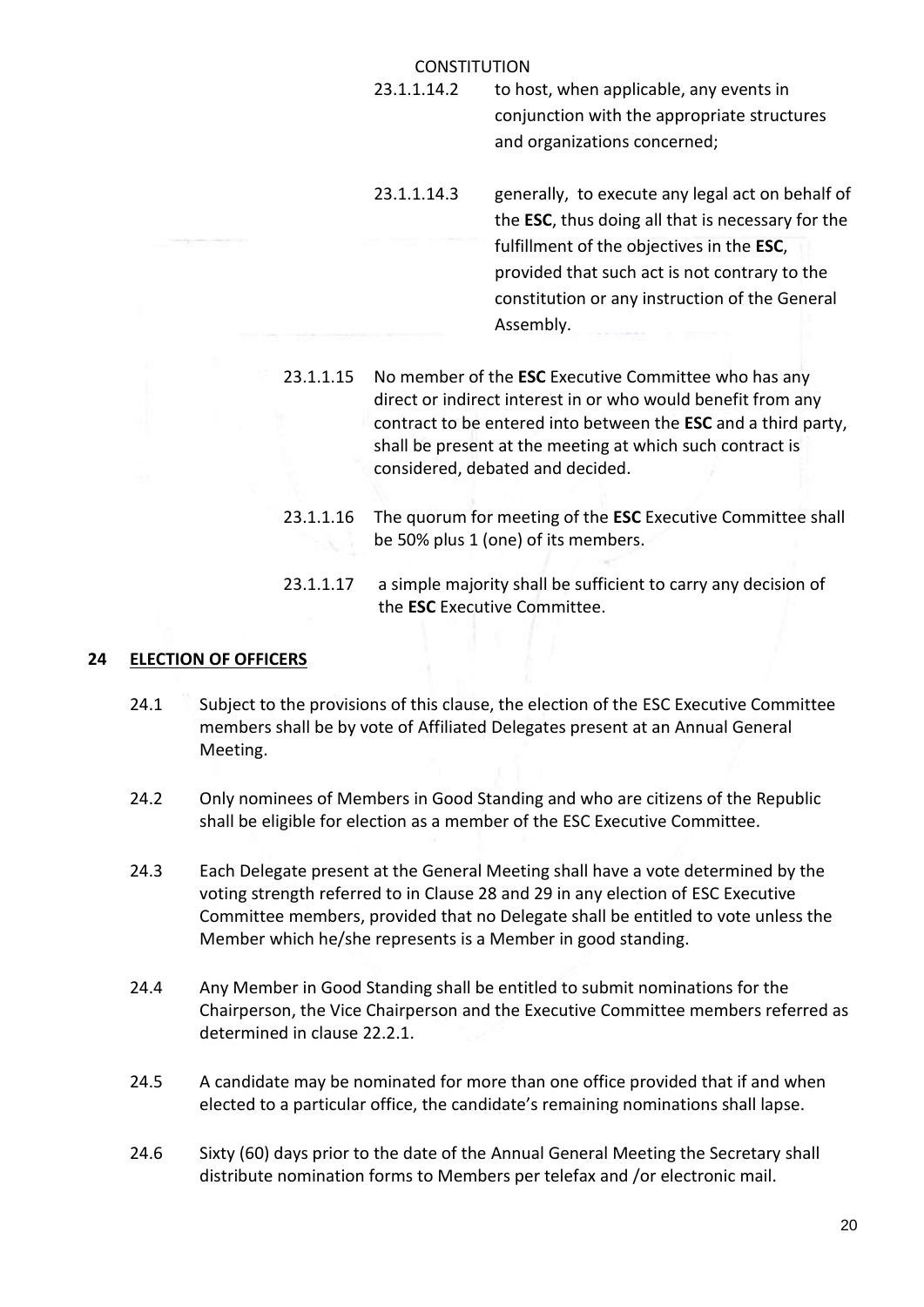23.1.1.14.2 to host, when applicable, any events in conjunction with the appropriate structures and organizations concerned;

23.1.1.14.3 generally, to execute any legal act on behalf of the **ESC**, thus doing all that is necessary for the fulfillment of the objectives in the **ESC**, provided that such act is not contrary to the constitution or any instruction of the General Assembly.

23.1.1.15 No member of the **ESC** Executive Committee who has any direct or indirect interest in or who would benefit from any contract to be entered into between the **ESC** and a third party, shall be present at the meeting at which such contract is considered, debated and decided.

23.1.1.16 The quorum for meeting of the **ESC** Executive Committee shall be 50% plus 1 (one) of its members.

23.1.1.17 a simple majority shall be sufficient to carry any decision of the **ESC** Executive Committee.

## 24 ELECTION OF OFFICERS

24.1 Subject to the provisions of this clause, the election of the ESC Executive Committee members shall be by vote of Affiliated Delegates present at an Annual General Meeting.

24.2 Only nominees of Members in Good Standing and who are citizens of the Republic shall be eligible for election as a member of the ESC Executive Committee.

24.3 Each Delegate present at the General Meeting shall have a vote determined by the voting strength referred to in Clause 28 and 29 in any election of ESC Executive Committee members, provided that no Delegate shall be entitled to vote unless the Member which he/she represents is a Member in good standing.

24.4 Any Member in Good Standing shall be entitled to submit nominations for the Chairperson, the Vice Chairperson and the Executive Committee members referred as determined in clause 22.2.1.

24.5 A candidate may be nominated for more than one office provided that if and when elected to a particular office, the candidate's remaining nominations shall lapse.

24.6 Sixty (60) days prior to the date of the Annual General Meeting the Secretary shall distribute nomination forms to Members per telefax and /or electronic mail.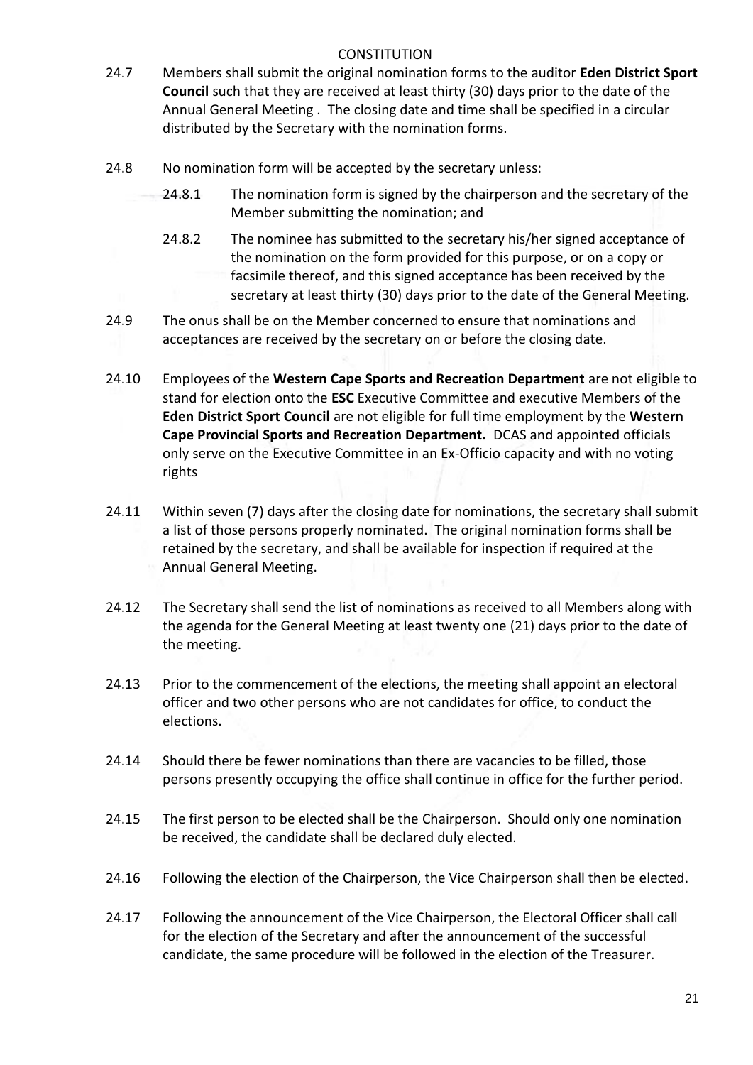24.7 Members shall submit the original nomination forms to the auditor **Eden District Sport Council** such that they are received at least thirty (30) days prior to the date of the Annual General Meeting . The closing date and time shall be specified in a circular distributed by the Secretary with the nomination forms.

24.8 No nomination form will be accepted by the secretary unless:

24.8.1 The nomination form is signed by the chairperson and the secretary of the Member submitting the nomination; and

24.8.2 The nominee has submitted to the secretary his/her signed acceptance of the nomination on the form provided for this purpose, or on a copy or facsimile thereof, and this signed acceptance has been received by the secretary at least thirty (30) days prior to the date of the General Meeting.

24.9 The onus shall be on the Member concerned to ensure that nominations and acceptances are received by the secretary on or before the closing date.

24.10 Employees of the **Western Cape Sports and Recreation Department** are not eligible to stand for election onto the **ESC** Executive Committee and executive Members of the **Eden District Sport Council** are not eligible for full time employment by the **Western Cape Provincial Sports and Recreation Department.** DCAS and appointed officials only serve on the Executive Committee in an Ex-Officio capacity and with no voting rights

24.11 Within seven (7) days after the closing date for nominations, the secretary shall submit a list of those persons properly nominated. The original nomination forms shall be retained by the secretary, and shall be available for inspection if required at the Annual General Meeting.

24.12 The Secretary shall send the list of nominations as received to all Members along with the agenda for the General Meeting at least twenty one (21) days prior to the date of the meeting.

24.13 Prior to the commencement of the elections, the meeting shall appoint an electoral officer and two other persons who are not candidates for office, to conduct the elections.

24.14 Should there be fewer nominations than there are vacancies to be filled, those persons presently occupying the office shall continue in office for the further period.

24.15 The first person to be elected shall be the Chairperson. Should only one nomination be received, the candidate shall be declared duly elected.

24.16 Following the election of the Chairperson, the Vice Chairperson shall then be elected.

24.17 Following the announcement of the Vice Chairperson, the Electoral Officer shall call for the election of the Secretary and after the announcement of the successful candidate, the same procedure will be followed in the election of the Treasurer.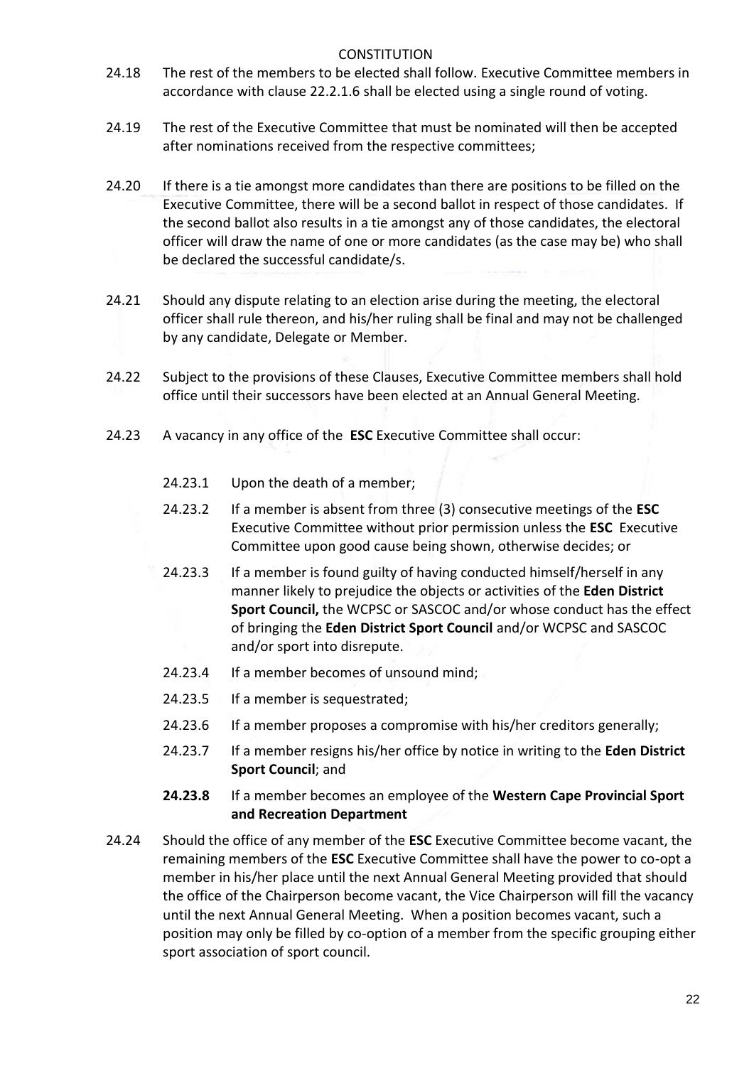24.18 The rest of the members to be elected shall follow. Executive Committee members in accordance with clause 22.2.1.6 shall be elected using a single round of voting.

24.19 The rest of the Executive Committee that must be nominated will then be accepted after nominations received from the respective committees;

24.20 If there is a tie amongst more candidates than there are positions to be filled on the Executive Committee, there will be a second ballot in respect of those candidates. If the second ballot also results in a tie amongst any of those candidates, the electoral officer will draw the name of one or more candidates (as the case may be) who shall be declared the successful candidate/s.

24.21 Should any dispute relating to an election arise during the meeting, the electoral officer shall rule thereon, and his/her ruling shall be final and may not be challenged by any candidate, Delegate or Member.

24.22 Subject to the provisions of these Clauses, Executive Committee members shall hold office until their successors have been elected at an Annual General Meeting.

24.23 A vacancy in any office of the **ESC** Executive Committee shall occur:

- 24.23.1 Upon the death of a member;
- 24.23.2 If a member is absent from three (3) consecutive meetings of the **ESC** Executive Committee without prior permission unless the **ESC** Executive Committee upon good cause being shown, otherwise decides; or
- 24.23.3 If a member is found guilty of having conducted himself/herself in any manner likely to prejudice the objects or activities of the **Eden District Sport Council,** the WCPSC or SASCOC and/or whose conduct has the effect of bringing the **Eden District Sport Council** and/or WCPSC and SASCOC and/or sport into disrepute.
- 24.23.4 If a member becomes of unsound mind;
- 24.23.5 If a member is sequestrated;
- 24.23.6 If a member proposes a compromise with his/her creditors generally;
- 24.23.7 If a member resigns his/her office by notice in writing to the **Eden District Sport Council**; and
- **24.23.8** If a member becomes an employee of the **Western Cape Provincial Sport and Recreation Department**

24.24 Should the office of any member of the **ESC** Executive Committee become vacant, the remaining members of the **ESC** Executive Committee shall have the power to co-opt a member in his/her place until the next Annual General Meeting provided that should the office of the Chairperson become vacant, the Vice Chairperson will fill the vacancy until the next Annual General Meeting. When a position becomes vacant, such a position may only be filled by co-option of a member from the specific grouping either sport association of sport council.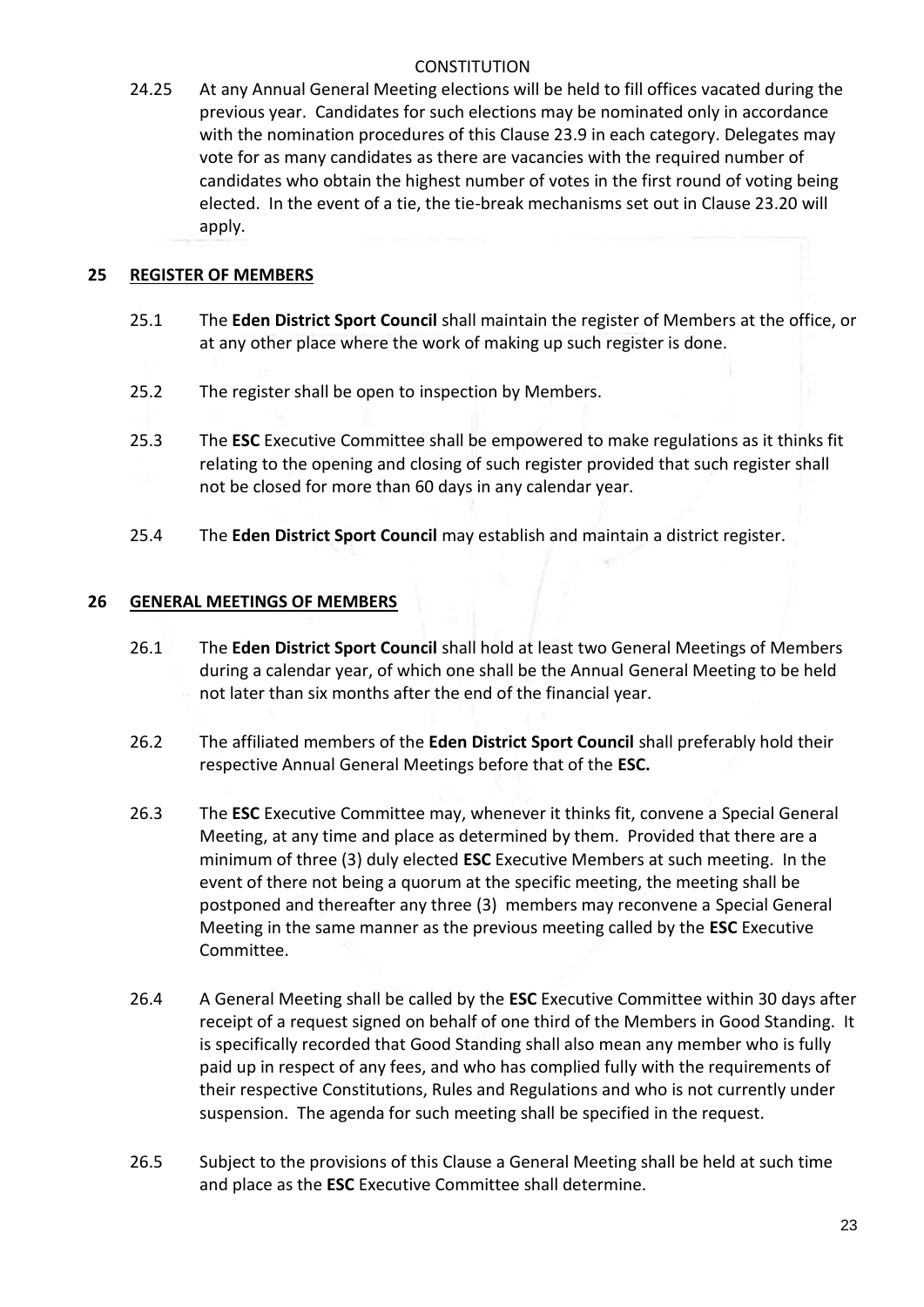24.25 At any Annual General Meeting elections will be held to fill offices vacated during the previous year. Candidates for such elections may be nominated only in accordance with the nomination procedures of this Clause 23.9 in each category. Delegates may vote for as many candidates as there are vacancies with the required number of candidates who obtain the highest number of votes in the first round of voting being elected. In the event of a tie, the tie-break mechanisms set out in Clause 23.20 will apply.

## 25 REGISTER OF MEMBERS

25.1 The **Eden District Sport Council** shall maintain the register of Members at the office, or at any other place where the work of making up such register is done.

25.2 The register shall be open to inspection by Members.

25.3 The **ESC** Executive Committee shall be empowered to make regulations as it thinks fit relating to the opening and closing of such register provided that such register shall not be closed for more than 60 days in any calendar year.

25.4 The **Eden District Sport Council** may establish and maintain a district register.

## 26 GENERAL MEETINGS OF MEMBERS

26.1 The **Eden District Sport Council** shall hold at least two General Meetings of Members during a calendar year, of which one shall be the Annual General Meeting to be held not later than six months after the end of the financial year.

26.2 The affiliated members of the **Eden District Sport Council** shall preferably hold their respective Annual General Meetings before that of the **ESC.**

26.3 The **ESC** Executive Committee may, whenever it thinks fit, convene a Special General Meeting, at any time and place as determined by them. Provided that there are a minimum of three (3) duly elected **ESC** Executive Members at such meeting. In the event of there not being a quorum at the specific meeting, the meeting shall be postponed and thereafter any three (3) members may reconvene a Special General Meeting in the same manner as the previous meeting called by the **ESC** Executive Committee.

26.4 A General Meeting shall be called by the **ESC** Executive Committee within 30 days after receipt of a request signed on behalf of one third of the Members in Good Standing. It is specifically recorded that Good Standing shall also mean any member who is fully paid up in respect of any fees, and who has complied fully with the requirements of their respective Constitutions, Rules and Regulations and who is not currently under suspension. The agenda for such meeting shall be specified in the request.

26.5 Subject to the provisions of this Clause a General Meeting shall be held at such time and place as the **ESC** Executive Committee shall determine.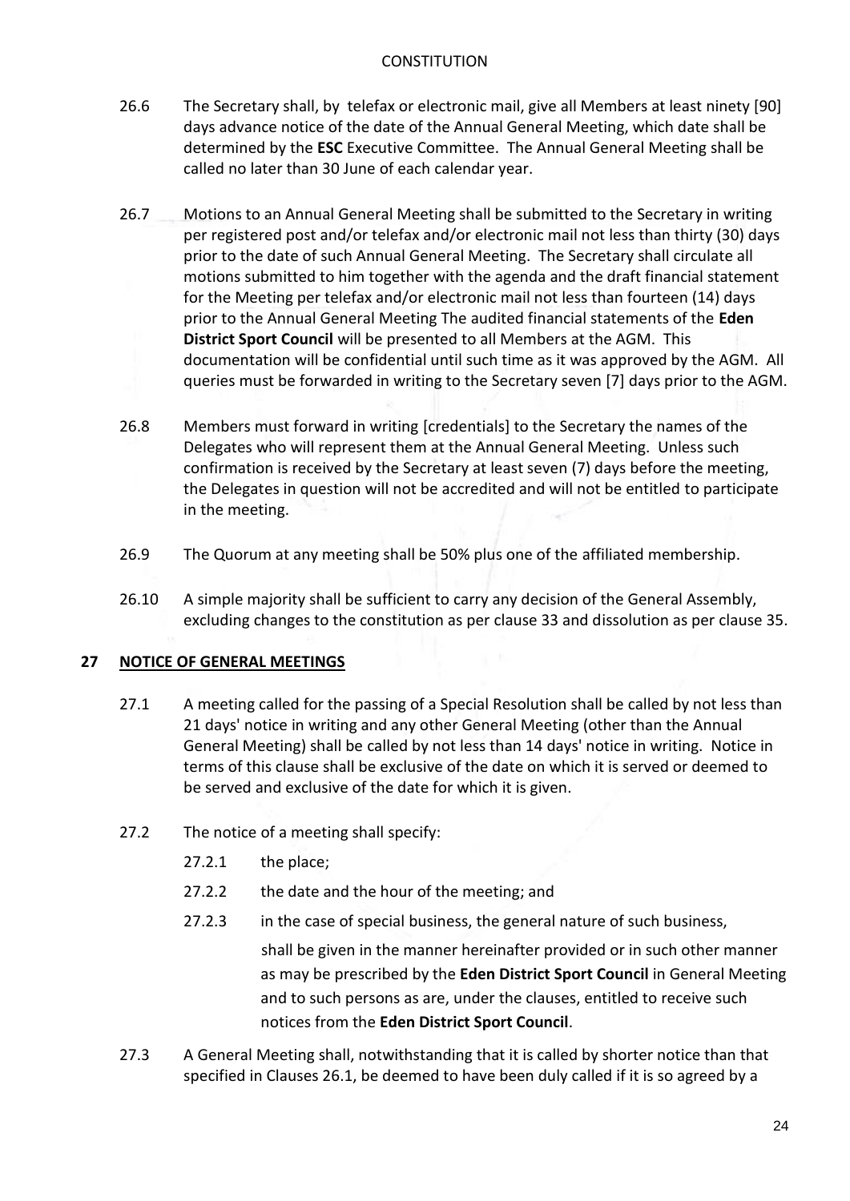26.6 The Secretary shall, by telefax or electronic mail, give all Members at least ninety [90] days advance notice of the date of the Annual General Meeting, which date shall be determined by the **ESC** Executive Committee. The Annual General Meeting shall be called no later than 30 June of each calendar year.

26.7 Motions to an Annual General Meeting shall be submitted to the Secretary in writing per registered post and/or telefax and/or electronic mail not less than thirty (30) days prior to the date of such Annual General Meeting. The Secretary shall circulate all motions submitted to him together with the agenda and the draft financial statement for the Meeting per telefax and/or electronic mail not less than fourteen (14) days prior to the Annual General Meeting The audited financial statements of the **Eden District Sport Council** will be presented to all Members at the AGM. This documentation will be confidential until such time as it was approved by the AGM. All queries must be forwarded in writing to the Secretary seven [7] days prior to the AGM.

26.8 Members must forward in writing [credentials] to the Secretary the names of the Delegates who will represent them at the Annual General Meeting. Unless such confirmation is received by the Secretary at least seven (7) days before the meeting, the Delegates in question will not be accredited and will not be entitled to participate in the meeting.

26.9 The Quorum at any meeting shall be 50% plus one of the affiliated membership.

26.10 A simple majority shall be sufficient to carry any decision of the General Assembly, excluding changes to the constitution as per clause 33 and dissolution as per clause 35.

## 27 NOTICE OF GENERAL MEETINGS

27.1 A meeting called for the passing of a Special Resolution shall be called by not less than 21 days' notice in writing and any other General Meeting (other than the Annual General Meeting) shall be called by not less than 14 days' notice in writing. Notice in terms of this clause shall be exclusive of the date on which it is served or deemed to be served and exclusive of the date for which it is given.

27.2 The notice of a meeting shall specify:

27.2.1 the place;

27.2.2 the date and the hour of the meeting; and

27.2.3 in the case of special business, the general nature of such business,

shall be given in the manner hereinafter provided or in such other manner as may be prescribed by the **Eden District Sport Council** in General Meeting and to such persons as are, under the clauses, entitled to receive such notices from the **Eden District Sport Council**.

27.3 A General Meeting shall, notwithstanding that it is called by shorter notice than that specified in Clauses 26.1, be deemed to have been duly called if it is so agreed by a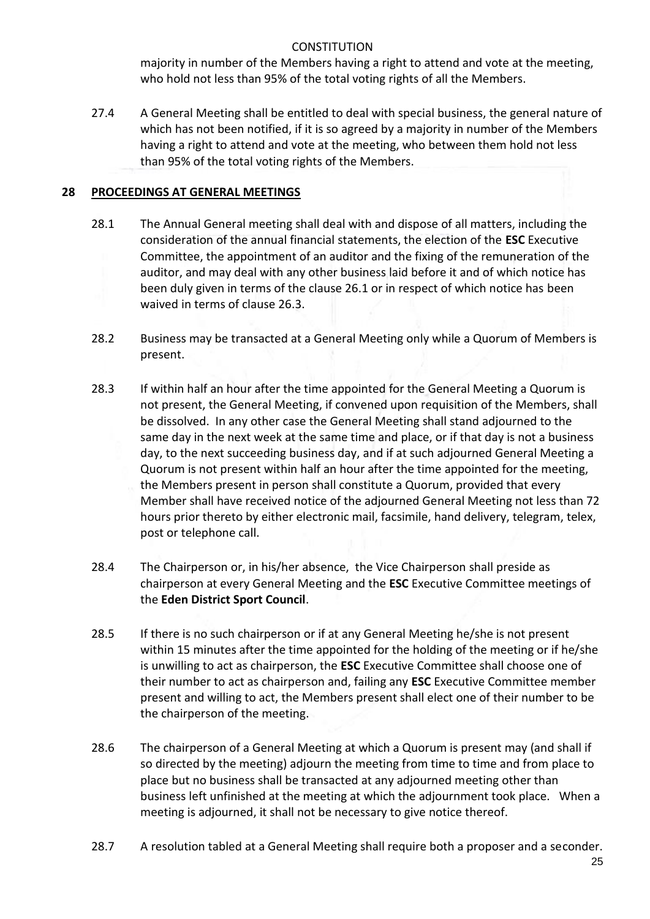majority in number of the Members having a right to attend and vote at the meeting, who hold not less than 95% of the total voting rights of all the Members.

27.4 A General Meeting shall be entitled to deal with special business, the general nature of which has not been notified, if it is so agreed by a majority in number of the Members having a right to attend and vote at the meeting, who between them hold not less than 95% of the total voting rights of the Members.

## 28 PROCEEDINGS AT GENERAL MEETINGS

28.1 The Annual General meeting shall deal with and dispose of all matters, including the consideration of the annual financial statements, the election of the **ESC** Executive Committee, the appointment of an auditor and the fixing of the remuneration of the auditor, and may deal with any other business laid before it and of which notice has been duly given in terms of the clause 26.1 or in respect of which notice has been waived in terms of clause 26.3.

28.2 Business may be transacted at a General Meeting only while a Quorum of Members is present.

28.3 If within half an hour after the time appointed for the General Meeting a Quorum is not present, the General Meeting, if convened upon requisition of the Members, shall be dissolved. In any other case the General Meeting shall stand adjourned to the same day in the next week at the same time and place, or if that day is not a business day, to the next succeeding business day, and if at such adjourned General Meeting a Quorum is not present within half an hour after the time appointed for the meeting, the Members present in person shall constitute a Quorum, provided that every Member shall have received notice of the adjourned General Meeting not less than 72 hours prior thereto by either electronic mail, facsimile, hand delivery, telegram, telex, post or telephone call.

28.4 The Chairperson or, in his/her absence, the Vice Chairperson shall preside as chairperson at every General Meeting and the **ESC** Executive Committee meetings of the **Eden District Sport Council**.

28.5 If there is no such chairperson or if at any General Meeting he/she is not present within 15 minutes after the time appointed for the holding of the meeting or if he/she is unwilling to act as chairperson, the **ESC** Executive Committee shall choose one of their number to act as chairperson and, failing any **ESC** Executive Committee member present and willing to act, the Members present shall elect one of their number to be the chairperson of the meeting.

28.6 The chairperson of a General Meeting at which a Quorum is present may (and shall if so directed by the meeting) adjourn the meeting from time to time and from place to place but no business shall be transacted at any adjourned meeting other than business left unfinished at the meeting at which the adjournment took place. When a meeting is adjourned, it shall not be necessary to give notice thereof.

28.7 A resolution tabled at a General Meeting shall require both a proposer and a seconder.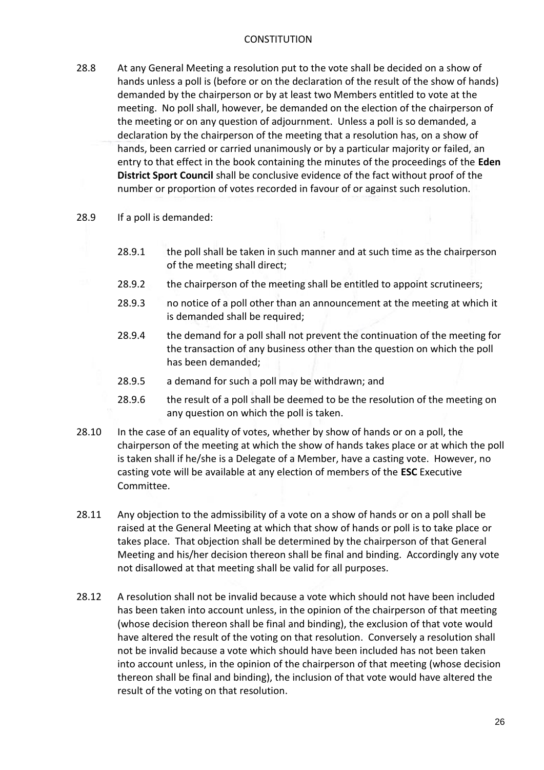28.8 At any General Meeting a resolution put to the vote shall be decided on a show of hands unless a poll is (before or on the declaration of the result of the show of hands) demanded by the chairperson or by at least two Members entitled to vote at the meeting. No poll shall, however, be demanded on the election of the chairperson of the meeting or on any question of adjournment. Unless a poll is so demanded, a declaration by the chairperson of the meeting that a resolution has, on a show of hands, been carried or carried unanimously or by a particular majority or failed, an entry to that effect in the book containing the minutes of the proceedings of the **Eden District Sport Council** shall be conclusive evidence of the fact without proof of the number or proportion of votes recorded in favour of or against such resolution.

28.9 If a poll is demanded:

- 28.9.1 the poll shall be taken in such manner and at such time as the chairperson of the meeting shall direct;
- 28.9.2 the chairperson of the meeting shall be entitled to appoint scrutineers;
- 28.9.3 no notice of a poll other than an announcement at the meeting at which it is demanded shall be required;
- 28.9.4 the demand for a poll shall not prevent the continuation of the meeting for the transaction of any business other than the question on which the poll has been demanded;
- 28.9.5 a demand for such a poll may be withdrawn; and
- 28.9.6 the result of a poll shall be deemed to be the resolution of the meeting on any question on which the poll is taken.

28.10 In the case of an equality of votes, whether by show of hands or on a poll, the chairperson of the meeting at which the show of hands takes place or at which the poll is taken shall if he/she is a Delegate of a Member, have a casting vote. However, no casting vote will be available at any election of members of the **ESC** Executive Committee.

28.11 Any objection to the admissibility of a vote on a show of hands or on a poll shall be raised at the General Meeting at which that show of hands or poll is to take place or takes place. That objection shall be determined by the chairperson of that General Meeting and his/her decision thereon shall be final and binding. Accordingly any vote not disallowed at that meeting shall be valid for all purposes.

28.12 A resolution shall not be invalid because a vote which should not have been included has been taken into account unless, in the opinion of the chairperson of that meeting (whose decision thereon shall be final and binding), the exclusion of that vote would have altered the result of the voting on that resolution. Conversely a resolution shall not be invalid because a vote which should have been included has not been taken into account unless, in the opinion of the chairperson of that meeting (whose decision thereon shall be final and binding), the inclusion of that vote would have altered the result of the voting on that resolution.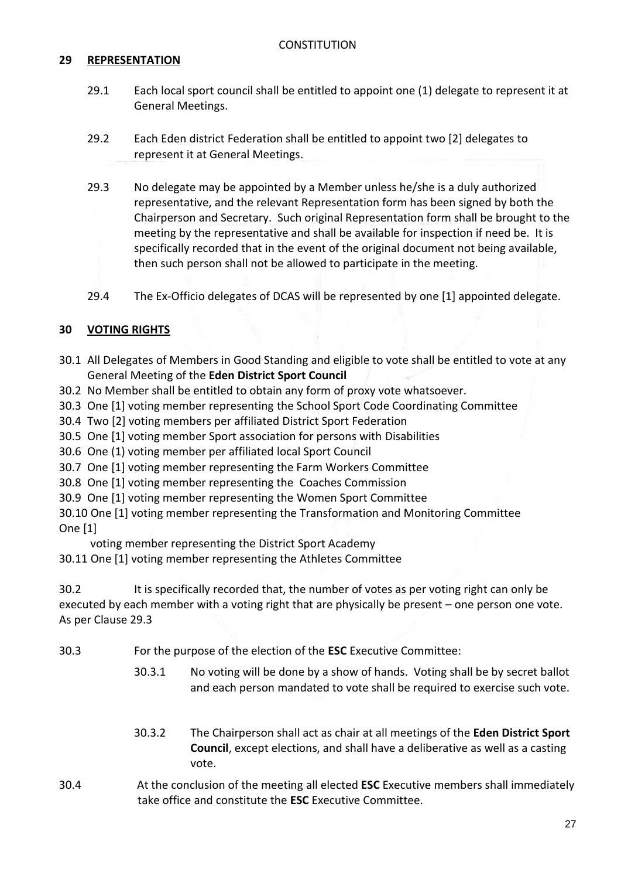CONSTITUTION

## 29 REPRESENTATION

29.1 Each local sport council shall be entitled to appoint one (1) delegate to represent it at General Meetings.

29.2 Each Eden district Federation shall be entitled to appoint two [2] delegates to represent it at General Meetings.

29.3 No delegate may be appointed by a Member unless he/she is a duly authorized representative, and the relevant Representation form has been signed by both the Chairperson and Secretary. Such original Representation form shall be brought to the meeting by the representative and shall be available for inspection if need be. It is specifically recorded that in the event of the original document not being available, then such person shall not be allowed to participate in the meeting.

29.4 The Ex-Officio delegates of DCAS will be represented by one [1] appointed delegate.

## 30 VOTING RIGHTS

30.1 All Delegates of Members in Good Standing and eligible to vote shall be entitled to vote at any General Meeting of the **Eden District Sport Council**

30.2 No Member shall be entitled to obtain any form of proxy vote whatsoever.

30.3 One [1] voting member representing the School Sport Code Coordinating Committee

30.4 Two [2] voting members per affiliated District Sport Federation

30.5 One [1] voting member Sport association for persons with Disabilities

30.6 One (1) voting member per affiliated local Sport Council

30.7 One [1] voting member representing the Farm Workers Committee

30.8 One [1] voting member representing the Coaches Commission

30.9 One [1] voting member representing the Women Sport Committee

30.10 One [1] voting member representing the Transformation and Monitoring Committee
One [1]
voting member representing the District Sport Academy

30.11 One [1] voting member representing the Athletes Committee

30.2 It is specifically recorded that, the number of votes as per voting right can only be executed by each member with a voting right that are physically be present – one person one vote. As per Clause 29.3

30.3 For the purpose of the election of the **ESC** Executive Committee:

30.3.1 No voting will be done by a show of hands. Voting shall be by secret ballot and each person mandated to vote shall be required to exercise such vote.

30.3.2 The Chairperson shall act as chair at all meetings of the **Eden District Sport Council**, except elections, and shall have a deliberative as well as a casting vote.

30.4 At the conclusion of the meeting all elected **ESC** Executive members shall immediately take office and constitute the **ESC** Executive Committee.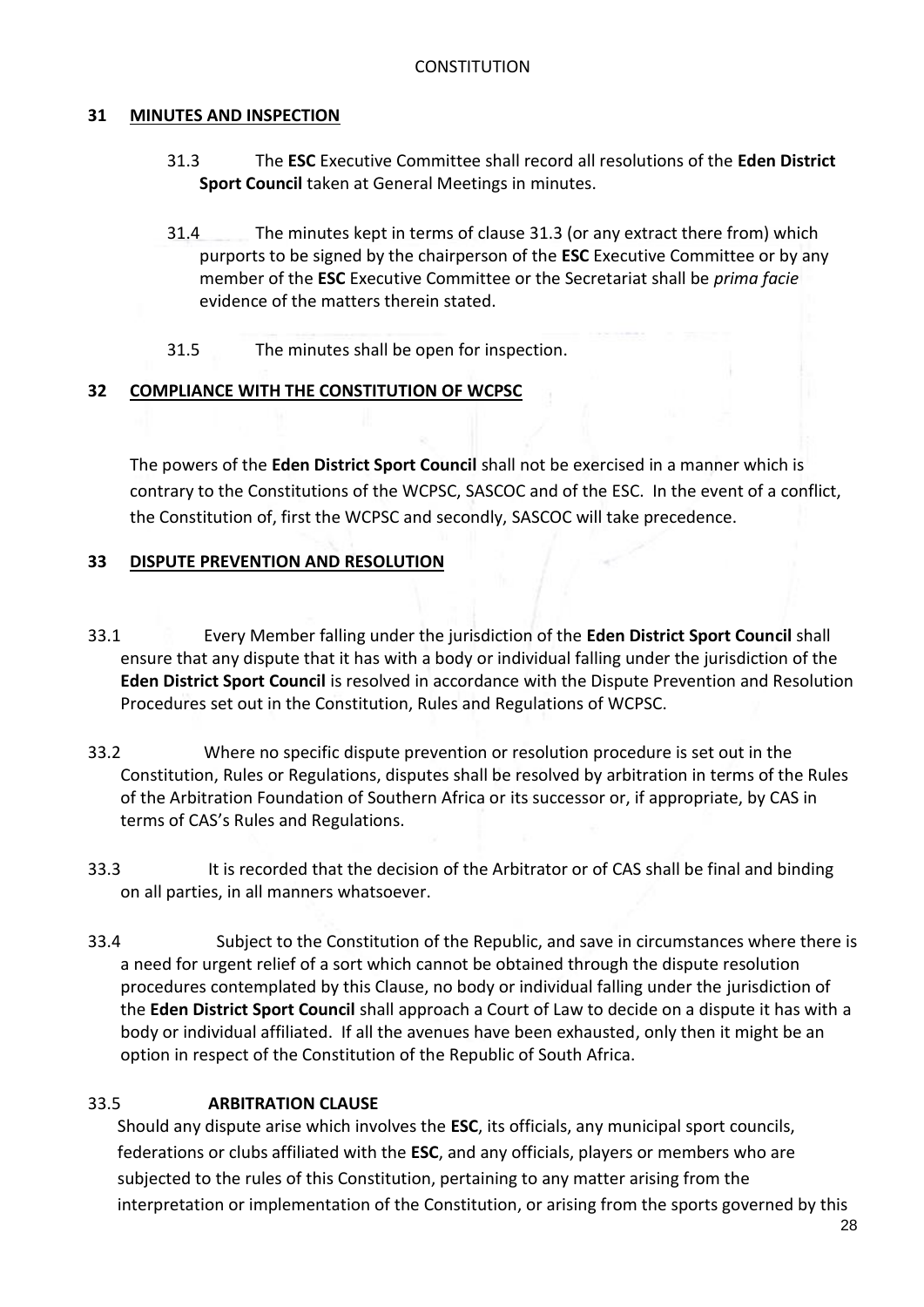## 31 MINUTES AND INSPECTION

31.3 The **ESC** Executive Committee shall record all resolutions of the **Eden District Sport Council** taken at General Meetings in minutes.

31.4 The minutes kept in terms of clause 31.3 (or any extract there from) which purports to be signed by the chairperson of the **ESC** Executive Committee or by any member of the **ESC** Executive Committee or the Secretariat shall be *prima facie* evidence of the matters therein stated.

31.5 The minutes shall be open for inspection.

## 32 COMPLIANCE WITH THE CONSTITUTION OF WCPSC

The powers of the **Eden District Sport Council** shall not be exercised in a manner which is contrary to the Constitutions of the WCPSC, SASCOC and of the ESC. In the event of a conflict, the Constitution of, first the WCPSC and secondly, SASCOC will take precedence.

## 33 DISPUTE PREVENTION AND RESOLUTION

33.1 Every Member falling under the jurisdiction of the **Eden District Sport Council** shall ensure that any dispute that it has with a body or individual falling under the jurisdiction of the **Eden District Sport Council** is resolved in accordance with the Dispute Prevention and Resolution Procedures set out in the Constitution, Rules and Regulations of WCPSC.

33.2 Where no specific dispute prevention or resolution procedure is set out in the Constitution, Rules or Regulations, disputes shall be resolved by arbitration in terms of the Rules of the Arbitration Foundation of Southern Africa or its successor or, if appropriate, by CAS in terms of CAS's Rules and Regulations.

33.3 It is recorded that the decision of the Arbitrator or of CAS shall be final and binding on all parties, in all manners whatsoever.

33.4 Subject to the Constitution of the Republic, and save in circumstances where there is a need for urgent relief of a sort which cannot be obtained through the dispute resolution procedures contemplated by this Clause, no body or individual falling under the jurisdiction of the **Eden District Sport Council** shall approach a Court of Law to decide on a dispute it has with a body or individual affiliated. If all the avenues have been exhausted, only then it might be an option in respect of the Constitution of the Republic of South Africa.

33.5 **ARBITRATION CLAUSE**

Should any dispute arise which involves the **ESC**, its officials, any municipal sport councils, federations or clubs affiliated with the **ESC**, and any officials, players or members who are subjected to the rules of this Constitution, pertaining to any matter arising from the interpretation or implementation of the Constitution, or arising from the sports governed by this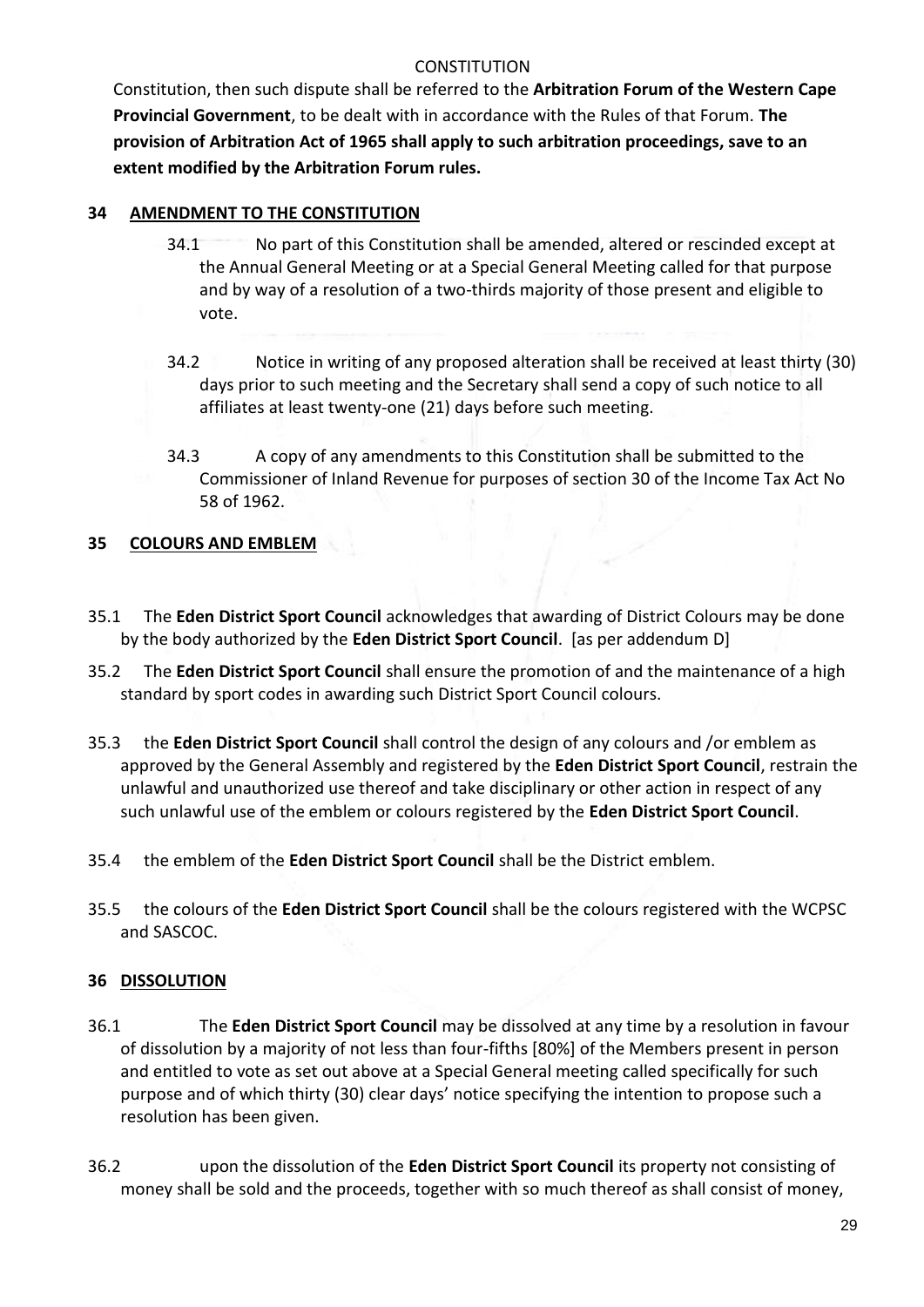Constitution, then such dispute shall be referred to the **Arbitration Forum of the Western Cape Provincial Government**, to be dealt with in accordance with the Rules of that Forum. **The provision of Arbitration Act of 1965 shall apply to such arbitration proceedings, save to an extent modified by the Arbitration Forum rules.**

## 34 AMENDMENT TO THE CONSTITUTION

34.1 No part of this Constitution shall be amended, altered or rescinded except at the Annual General Meeting or at a Special General Meeting called for that purpose and by way of a resolution of a two-thirds majority of those present and eligible to vote.

34.2 Notice in writing of any proposed alteration shall be received at least thirty (30) days prior to such meeting and the Secretary shall send a copy of such notice to all affiliates at least twenty-one (21) days before such meeting.

34.3 A copy of any amendments to this Constitution shall be submitted to the Commissioner of Inland Revenue for purposes of section 30 of the Income Tax Act No 58 of 1962.

## 35 COLOURS AND EMBLEM

35.1 The **Eden District Sport Council** acknowledges that awarding of District Colours may be done by the body authorized by the **Eden District Sport Council**. [as per addendum D]

35.2 The **Eden District Sport Council** shall ensure the promotion of and the maintenance of a high standard by sport codes in awarding such District Sport Council colours.

35.3 the **Eden District Sport Council** shall control the design of any colours and /or emblem as approved by the General Assembly and registered by the **Eden District Sport Council**, restrain the unlawful and unauthorized use thereof and take disciplinary or other action in respect of any such unlawful use of the emblem or colours registered by the **Eden District Sport Council**.

35.4 the emblem of the **Eden District Sport Council** shall be the District emblem.

35.5 the colours of the **Eden District Sport Council** shall be the colours registered with the WCPSC and SASCOC.

## 36 DISSOLUTION

36.1 The **Eden District Sport Council** may be dissolved at any time by a resolution in favour of dissolution by a majority of not less than four-fifths [80%] of the Members present in person and entitled to vote as set out above at a Special General meeting called specifically for such purpose and of which thirty (30) clear days' notice specifying the intention to propose such a resolution has been given.

36.2 upon the dissolution of the **Eden District Sport Council** its property not consisting of money shall be sold and the proceeds, together with so much thereof as shall consist of money,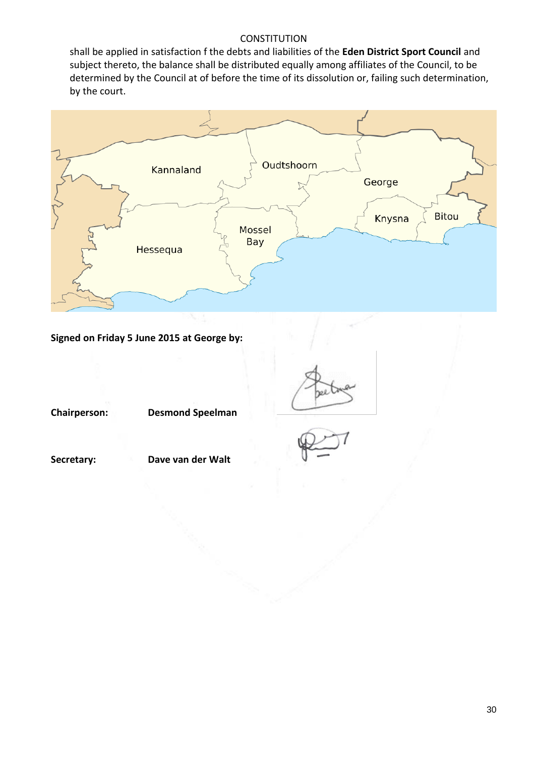shall be applied in satisfaction f the debts and liabilities of the **Eden District Sport Council** and subject thereto, the balance shall be distributed equally among affiliates of the Council, to be determined by the Council at of before the time of its dissolution or, failing such determination, by the court.

**Signed on Friday 5 June 2015 at George by:**

**Chairperson:** **Desmond Speelman**

**Secretary:** **Dave van der Walt**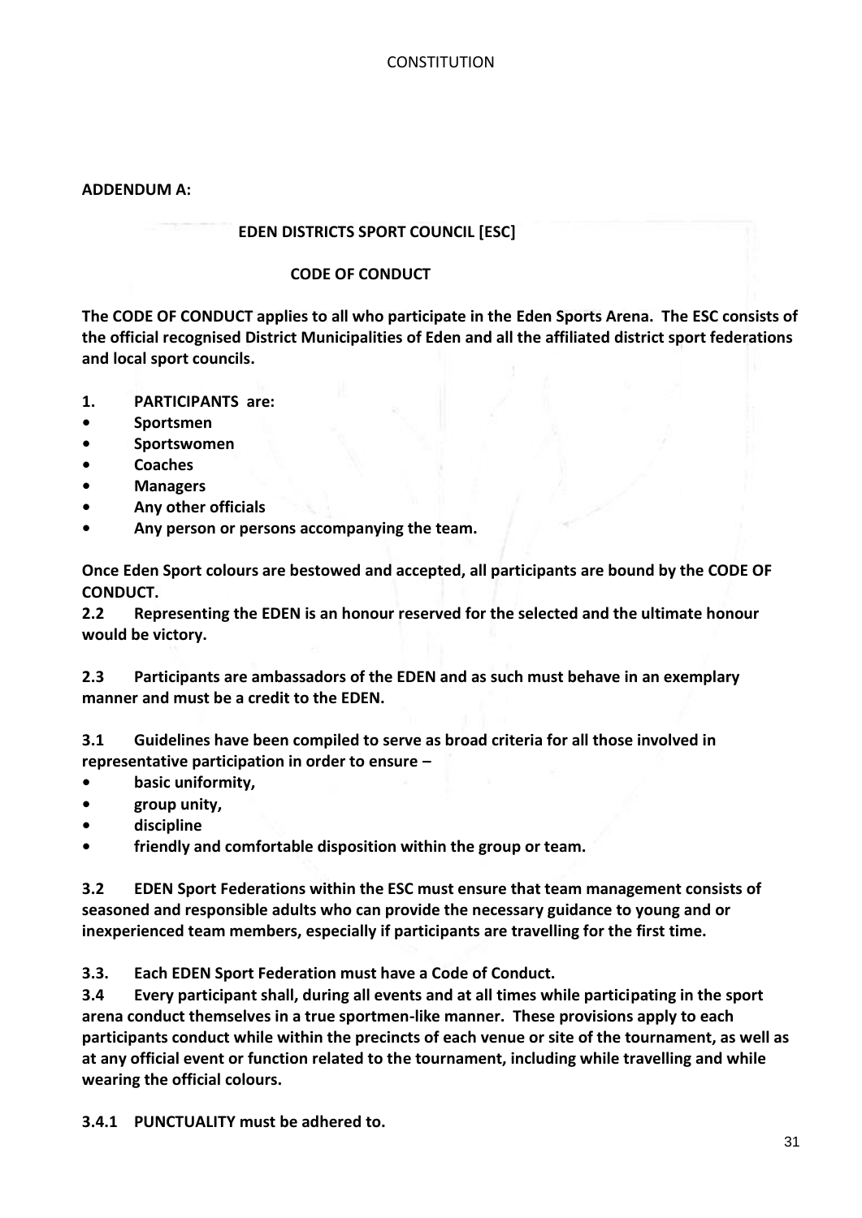**ADDENDUM A:**

**EDEN DISTRICTS SPORT COUNCIL [ESC]**

**CODE OF CONDUCT**

**The CODE OF CONDUCT applies to all who participate in the Eden Sports Arena. The ESC consists of the official recognised District Municipalities of Eden and all the affiliated district sport federations and local sport councils.**

**1. PARTICIPANTS are:**

- **Sportsmen**
- **Sportswomen**
- **Coaches**
- **Managers**
- **Any other officials**
- **Any person or persons accompanying the team.**

**Once Eden Sport colours are bestowed and accepted, all participants are bound by the CODE OF CONDUCT.**

**2.2 Representing the EDEN is an honour reserved for the selected and the ultimate honour would be victory.**

**2.3 Participants are ambassadors of the EDEN and as such must behave in an exemplary manner and must be a credit to the EDEN.**

**3.1 Guidelines have been compiled to serve as broad criteria for all those involved in representative participation in order to ensure –**

- **basic uniformity,**
- **group unity,**
- **discipline**
- **friendly and comfortable disposition within the group or team.**

**3.2 EDEN Sport Federations within the ESC must ensure that team management consists of seasoned and responsible adults who can provide the necessary guidance to young and or inexperienced team members, especially if participants are travelling for the first time.**

**3.3. Each EDEN Sport Federation must have a Code of Conduct.**

**3.4 Every participant shall, during all events and at all times while participating in the sport arena conduct themselves in a true sportmen-like manner. These provisions apply to each participants conduct while within the precincts of each venue or site of the tournament, as well as at any official event or function related to the tournament, including while travelling and while wearing the official colours.**

**3.4.1 PUNCTUALITY must be adhered to.**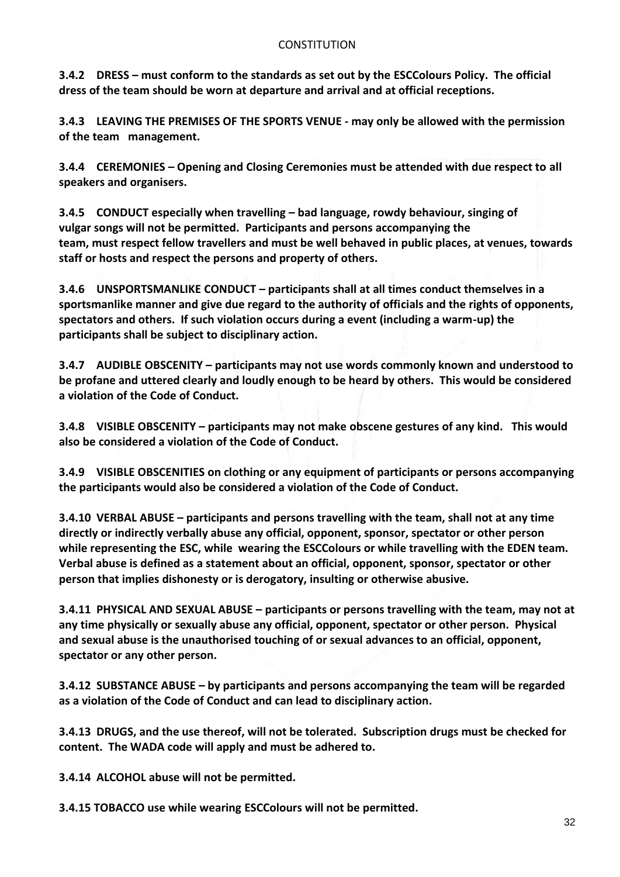**3.4.2 DRESS – must conform to the standards as set out by the ESCColours Policy. The official dress of the team should be worn at departure and arrival and at official receptions.**

**3.4.3 LEAVING THE PREMISES OF THE SPORTS VENUE - may only be allowed with the permission of the team management.**

**3.4.4 CEREMONIES – Opening and Closing Ceremonies must be attended with due respect to all speakers and organisers.**

**3.4.5 CONDUCT especially when travelling – bad language, rowdy behaviour, singing of vulgar songs will not be permitted. Participants and persons accompanying the team, must respect fellow travellers and must be well behaved in public places, at venues, towards staff or hosts and respect the persons and property of others.**

**3.4.6 UNSPORTSMANLIKE CONDUCT – participants shall at all times conduct themselves in a sportsmanlike manner and give due regard to the authority of officials and the rights of opponents, spectators and others. If such violation occurs during a event (including a warm-up) the participants shall be subject to disciplinary action.**

**3.4.7 AUDIBLE OBSCENITY – participants may not use words commonly known and understood to be profane and uttered clearly and loudly enough to be heard by others. This would be considered a violation of the Code of Conduct.**

**3.4.8 VISIBLE OBSCENITY – participants may not make obscene gestures of any kind. This would also be considered a violation of the Code of Conduct.**

**3.4.9 VISIBLE OBSCENITIES on clothing or any equipment of participants or persons accompanying the participants would also be considered a violation of the Code of Conduct.**

**3.4.10 VERBAL ABUSE – participants and persons travelling with the team, shall not at any time directly or indirectly verbally abuse any official, opponent, sponsor, spectator or other person while representing the ESC, while wearing the ESCColours or while travelling with the EDEN team. Verbal abuse is defined as a statement about an official, opponent, sponsor, spectator or other person that implies dishonesty or is derogatory, insulting or otherwise abusive.**

**3.4.11 PHYSICAL AND SEXUAL ABUSE – participants or persons travelling with the team, may not at any time physically or sexually abuse any official, opponent, spectator or other person. Physical and sexual abuse is the unauthorised touching of or sexual advances to an official, opponent, spectator or any other person.**

**3.4.12 SUBSTANCE ABUSE – by participants and persons accompanying the team will be regarded as a violation of the Code of Conduct and can lead to disciplinary action.**

**3.4.13 DRUGS, and the use thereof, will not be tolerated. Subscription drugs must be checked for content. The WADA code will apply and must be adhered to.**

**3.4.14 ALCOHOL abuse will not be permitted.**

**3.4.15 TOBACCO use while wearing ESCColours will not be permitted.**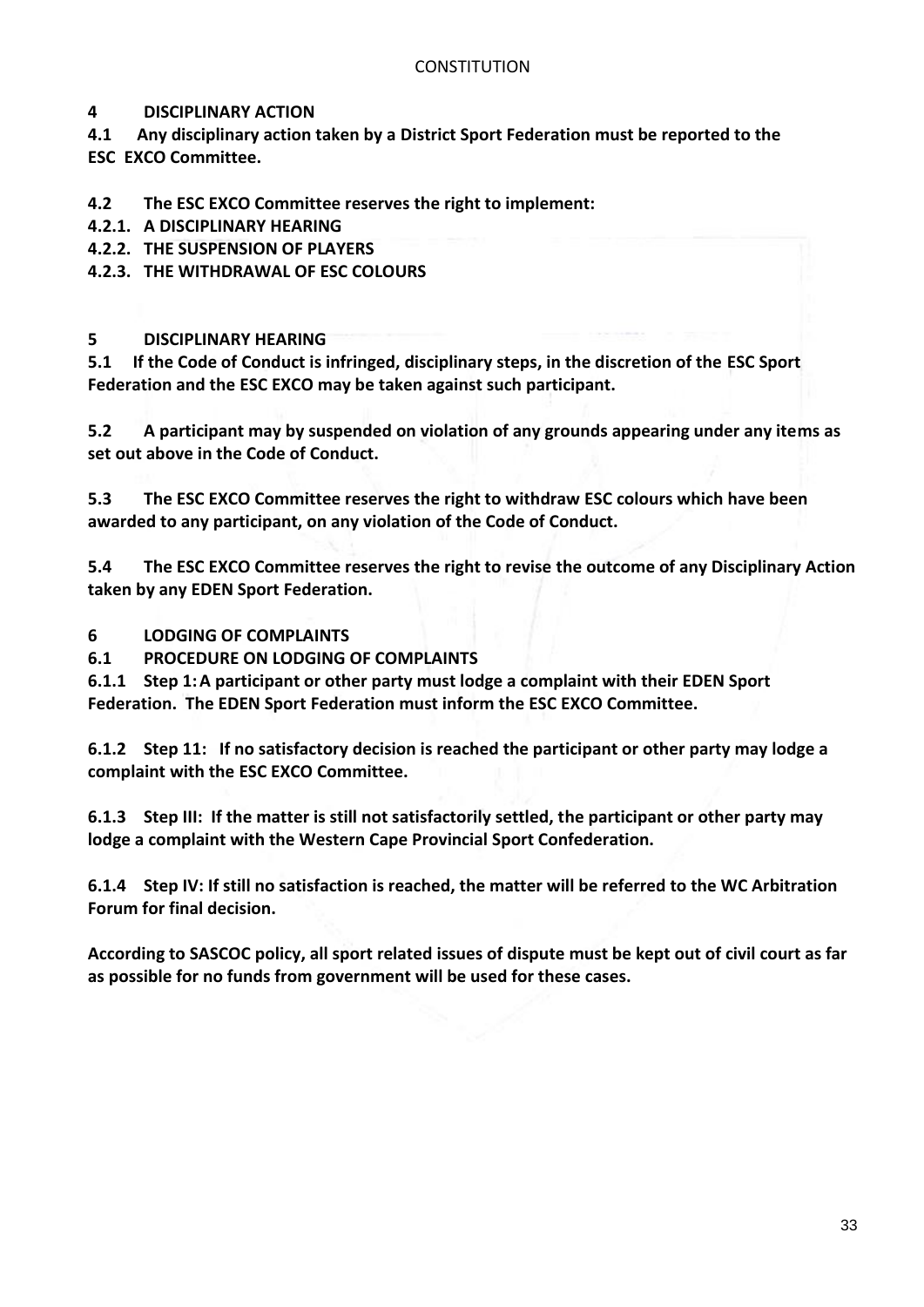CONSTITUTION

## 4 DISCIPLINARY ACTION

**4.1 Any disciplinary action taken by a District Sport Federation must be reported to the ESC EXCO Committee.**

**4.2 The ESC EXCO Committee reserves the right to implement:**

**4.2.1. A DISCIPLINARY HEARING**

**4.2.2. THE SUSPENSION OF PLAYERS**

**4.2.3. THE WITHDRAWAL OF ESC COLOURS**

## 5 DISCIPLINARY HEARING

**5.1 If the Code of Conduct is infringed, disciplinary steps, in the discretion of the ESC Sport Federation and the ESC EXCO may be taken against such participant.**

**5.2 A participant may by suspended on violation of any grounds appearing under any items as set out above in the Code of Conduct.**

**5.3 The ESC EXCO Committee reserves the right to withdraw ESC colours which have been awarded to any participant, on any violation of the Code of Conduct.**

**5.4 The ESC EXCO Committee reserves the right to revise the outcome of any Disciplinary Action taken by any EDEN Sport Federation.**

## 6 LODGING OF COMPLAINTS

**6.1 PROCEDURE ON LODGING OF COMPLAINTS**

**6.1.1 Step 1: A participant or other party must lodge a complaint with their EDEN Sport Federation. The EDEN Sport Federation must inform the ESC EXCO Committee.**

**6.1.2 Step 11: If no satisfactory decision is reached the participant or other party may lodge a complaint with the ESC EXCO Committee.**

**6.1.3 Step III: If the matter is still not satisfactorily settled, the participant or other party may lodge a complaint with the Western Cape Provincial Sport Confederation.**

**6.1.4 Step IV: If still no satisfaction is reached, the matter will be referred to the WC Arbitration Forum for final decision.**

**According to SASCOC policy, all sport related issues of dispute must be kept out of civil court as far as possible for no funds from government will be used for these cases.**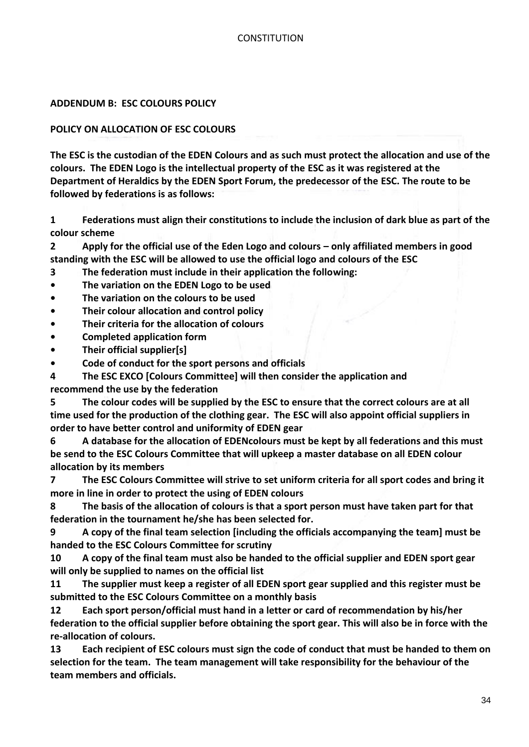**ADDENDUM B: ESC COLOURS POLICY**

**POLICY ON ALLOCATION OF ESC COLOURS**

**The ESC is the custodian of the EDEN Colours and as such must protect the allocation and use of the colours. The EDEN Logo is the intellectual property of the ESC as it was registered at the Department of Heraldics by the EDEN Sport Forum, the predecessor of the ESC. The route to be followed by federations is as follows:**

**1 Federations must align their constitutions to include the inclusion of dark blue as part of the colour scheme**

**2 Apply for the official use of the Eden Logo and colours – only affiliated members in good standing with the ESC will be allowed to use the official logo and colours of the ESC**

**3 The federation must include in their application the following:**

- **The variation on the EDEN Logo to be used**
- **The variation on the colours to be used**
- **Their colour allocation and control policy**
- **Their criteria for the allocation of colours**
- **Completed application form**
- **Their official supplier[s]**
- **Code of conduct for the sport persons and officials**

**4 The ESC EXCO [Colours Committee] will then consider the application and recommend the use by the federation**

**5 The colour codes will be supplied by the ESC to ensure that the correct colours are at all time used for the production of the clothing gear. The ESC will also appoint official suppliers in order to have better control and uniformity of EDEN gear**

**6 A database for the allocation of EDENcolours must be kept by all federations and this must be send to the ESC Colours Committee that will upkeep a master database on all EDEN colour allocation by its members**

**7 The ESC Colours Committee will strive to set uniform criteria for all sport codes and bring it more in line in order to protect the using of EDEN colours**

**8 The basis of the allocation of colours is that a sport person must have taken part for that federation in the tournament he/she has been selected for.**

**9 A copy of the final team selection [including the officials accompanying the team] must be handed to the ESC Colours Committee for scrutiny**

**10 A copy of the final team must also be handed to the official supplier and EDEN sport gear will only be supplied to names on the official list**

**11 The supplier must keep a register of all EDEN sport gear supplied and this register must be submitted to the ESC Colours Committee on a monthly basis**

**12 Each sport person/official must hand in a letter or card of recommendation by his/her federation to the official supplier before obtaining the sport gear. This will also be in force with the re-allocation of colours.**

**13 Each recipient of ESC colours must sign the code of conduct that must be handed to them on selection for the team. The team management will take responsibility for the behaviour of the team members and officials.**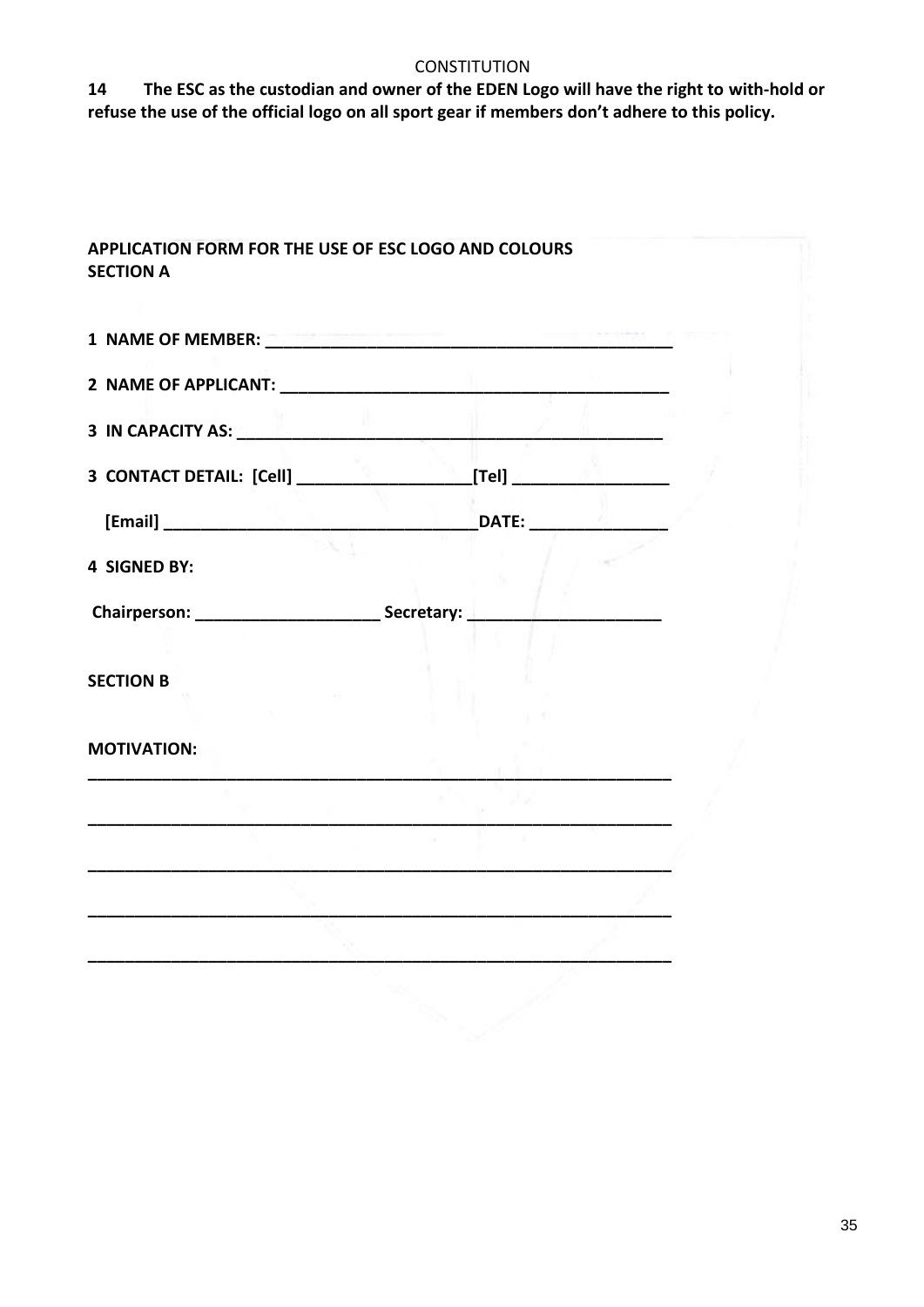**14 The ESC as the custodian and owner of the EDEN Logo will have the right to with-hold or refuse the use of the official logo on all sport gear if members don't adhere to this policy.**

**APPLICATION FORM FOR THE USE OF ESC LOGO AND COLOURS**
**SECTION A**

**1 NAME OF MEMBER:** ___________________________________________

**2 NAME OF APPLICANT:** _________________________________________

**3 IN CAPACITY AS:** ____________________________________________

**3 CONTACT DETAIL: [Cell]** ___________________**[Tel]** _________________

**[Email]** _________________________________**DATE:** _______________

**4 SIGNED BY:**

**Chairperson:** ____________________ **Secretary:** _____________________

**SECTION B**

**MOTIVATION:**

_________________________________________________________________

_________________________________________________________________

_________________________________________________________________

_________________________________________________________________

_________________________________________________________________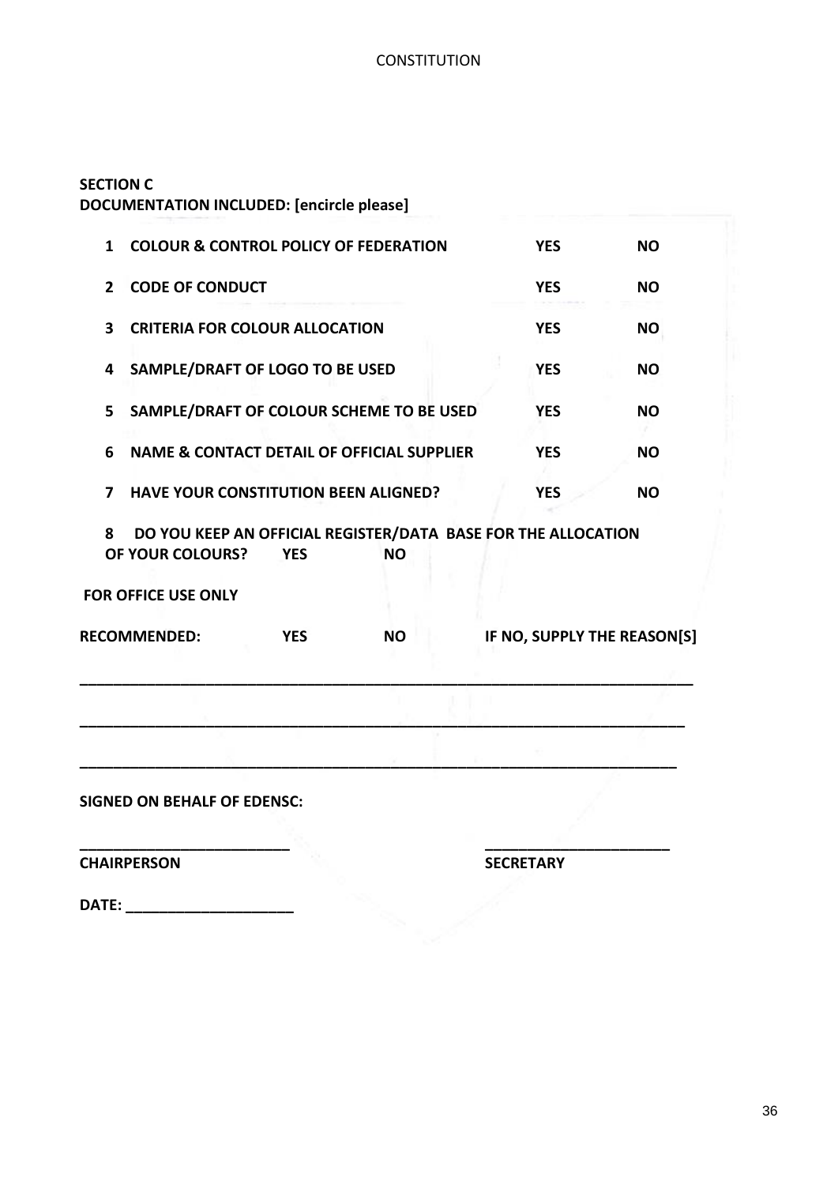**SECTION C**
**DOCUMENTATION INCLUDED: [encircle please]**

| | | | |
|---|---|---|---|
| 1 | COLOUR & CONTROL POLICY OF FEDERATION | YES | NO |
| 2 | CODE OF CONDUCT | YES | NO |
| 3 | CRITERIA FOR COLOUR ALLOCATION | YES | NO |
| 4 | SAMPLE/DRAFT OF LOGO TO BE USED | YES | NO |
| 5 | SAMPLE/DRAFT OF COLOUR SCHEME TO BE USED | YES | NO |
| 6 | NAME & CONTACT DETAIL OF OFFICIAL SUPPLIER | YES | NO |
| 7 | HAVE YOUR CONSTITUTION BEEN ALIGNED? | YES | NO |

**8 DO YOU KEEP AN OFFICIAL REGISTER/DATA BASE FOR THE ALLOCATION OF YOUR COLOURS? YES NO**

**FOR OFFICE USE ONLY**

**RECOMMENDED: YES NO IF NO, SUPPLY THE REASON[S]**

_______________________________________________________________________

_______________________________________________________________________

_______________________________________________________________________

**SIGNED ON BEHALF OF EDENSC:**

_________________________ _______________________

**CHAIRPERSON** **SECRETARY**

**DATE:** ____________________